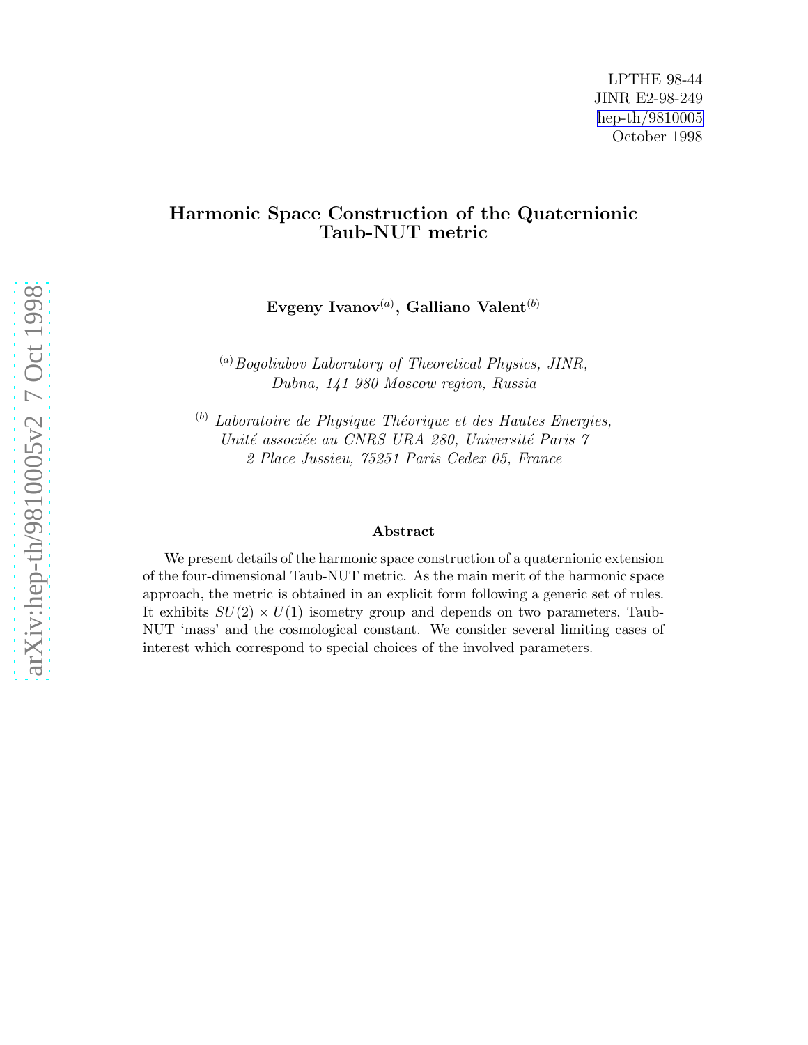LPTHE 98-44
JINR E2-98-249
hep-th/9810005
October 1998

# Harmonic Space Construction of the Quaternionic Taub-NUT metric

**Evgeny Ivanov**[(a)], **Galliano Valent**[(b)]

[(a)] *Bogoliubov Laboratory of Theoretical Physics, JINR, Dubna, 141 980 Moscow region, Russia*

[(b)] *Laboratoire de Physique Théorique et des Hautes Energies, Unité associée au CNRS URA 280, Université Paris 7 2 Place Jussieu, 75251 Paris Cedex 05, France*

### Abstract

We present details of the harmonic space construction of a quaternionic extension of the four-dimensional Taub-NUT metric. As the main merit of the harmonic space approach, the metric is obtained in an explicit form following a generic set of rules. It exhibits $SU(2) \times U(1)$ isometry group and depends on two parameters, Taub-NUT 'mass' and the cosmological constant. We consider several limiting cases of interest which correspond to special choices of the involved parameters.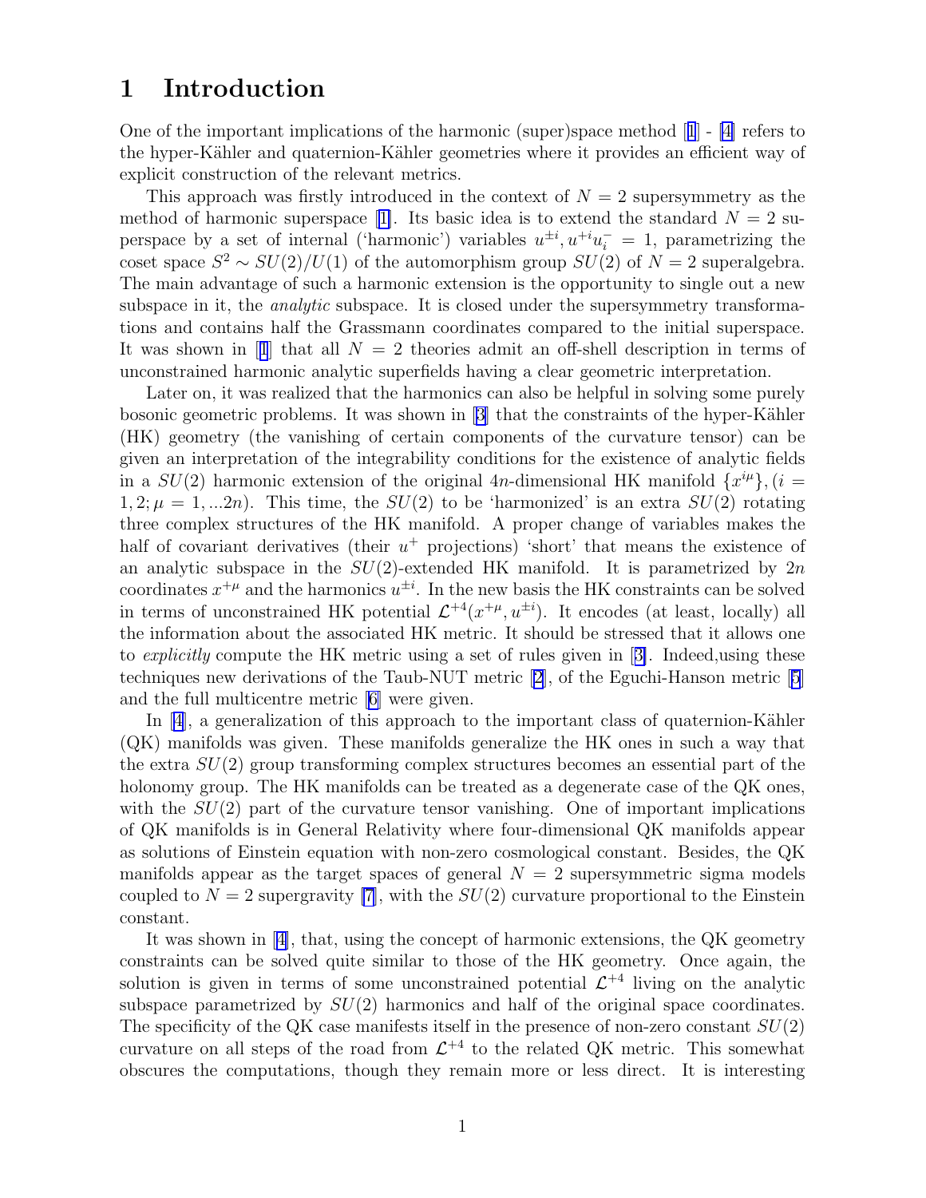# 1 Introduction

One of the important implications of the harmonic (super)space method [1] - [4] refers to the hyper-Kähler and quaternion-Kähler geometries where it provides an efficient way of explicit construction of the relevant metrics.

This approach was firstly introduced in the context of $N = 2$ supersymmetry as the method of harmonic superspace [1]. Its basic idea is to extend the standard $N = 2$ superspace by a set of internal ('harmonic') variables $u^{\pm i}, u^{+i}u_i^- = 1$, parametrizing the coset space $S^2 \sim SU(2)/U(1)$ of the automorphism group $SU(2)$ of $N = 2$ superalgebra. The main advantage of such a harmonic extension is the opportunity to single out a new subspace in it, the *analytic* subspace. It is closed under the supersymmetry transformations and contains half the Grassmann coordinates compared to the initial superspace. It was shown in [1] that all $N = 2$ theories admit an off-shell description in terms of unconstrained harmonic analytic superfields having a clear geometric interpretation.

Later on, it was realized that the harmonics can also be helpful in solving some purely bosonic geometric problems. It was shown in [3] that the constraints of the hyper-Kähler (HK) geometry (the vanishing of certain components of the curvature tensor) can be given an interpretation of the integrability conditions for the existence of analytic fields in a $SU(2)$ harmonic extension of the original $4n$-dimensional HK manifold $\{x^{i\mu}\}, (i = 1, 2; \mu = 1, ...2n)$. This time, the $SU(2)$ to be 'harmonized' is an extra $SU(2)$ rotating three complex structures of the HK manifold. A proper change of variables makes the half of covariant derivatives (their $u^+$ projections) 'short' that means the existence of an analytic subspace in the $SU(2)$-extended HK manifold. It is parametrized by $2n$ coordinates $x^{+\mu}$ and the harmonics $u^{\pm i}$. In the new basis the HK constraints can be solved in terms of unconstrained HK potential $\mathcal{L}^{+4}(x^{+\mu}, u^{\pm i})$. It encodes (at least, locally) all the information about the associated HK metric. It should be stressed that it allows one to *explicitly* compute the HK metric using a set of rules given in [3]. Indeed,using these techniques new derivations of the Taub-NUT metric [2], of the Eguchi-Hanson metric [5] and the full multicentre metric [6] were given.

In [4], a generalization of this approach to the important class of quaternion-Kähler (QK) manifolds was given. These manifolds generalize the HK ones in such a way that the extra $SU(2)$ group transforming complex structures becomes an essential part of the holonomy group. The HK manifolds can be treated as a degenerate case of the QK ones, with the $SU(2)$ part of the curvature tensor vanishing. One of important implications of QK manifolds is in General Relativity where four-dimensional QK manifolds appear as solutions of Einstein equation with non-zero cosmological constant. Besides, the QK manifolds appear as the target spaces of general $N = 2$ supersymmetric sigma models coupled to $N = 2$ supergravity [7], with the $SU(2)$ curvature proportional to the Einstein constant.

It was shown in [4], that, using the concept of harmonic extensions, the QK geometry constraints can be solved quite similar to those of the HK geometry. Once again, the solution is given in terms of some unconstrained potential $\mathcal{L}^{+4}$ living on the analytic subspace parametrized by $SU(2)$ harmonics and half of the original space coordinates. The specificity of the QK case manifests itself in the presence of non-zero constant $SU(2)$ curvature on all steps of the road from $\mathcal{L}^{+4}$ to the related QK metric. This somewhat obscures the computations, though they remain more or less direct. It is interesting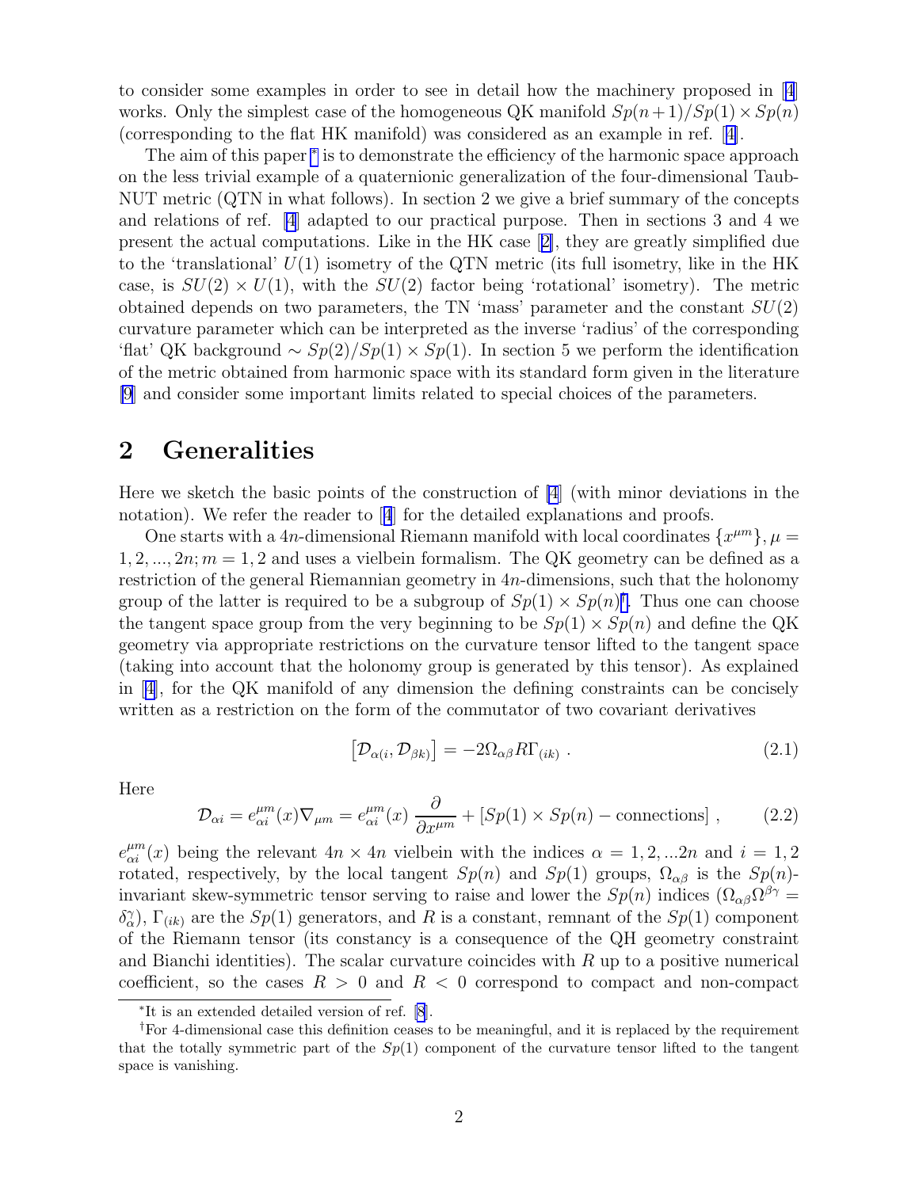to consider some examples in order to see in detail how the machinery proposed in [4] works. Only the simplest case of the homogeneous QK manifold $Sp(n+1)/Sp(1)\times Sp(n)$ (corresponding to the flat HK manifold) was considered as an example in ref. [4].

The aim of this paper [*] is to demonstrate the efficiency of the harmonic space approach on the less trivial example of a quaternionic generalization of the four-dimensional Taub-NUT metric (QTN in what follows). In section 2 we give a brief summary of the concepts and relations of ref. [4] adapted to our practical purpose. Then in sections 3 and 4 we present the actual computations. Like in the HK case [2], they are greatly simplified due to the 'translational' $U(1)$ isometry of the QTN metric (its full isometry, like in the HK case, is $SU(2)\times U(1)$, with the $SU(2)$ factor being 'rotational' isometry). The metric obtained depends on two parameters, the TN 'mass' parameter and the constant $SU(2)$ curvature parameter which can be interpreted as the inverse 'radius' of the corresponding 'flat' QK background $\sim Sp(2)/Sp(1)\times Sp(1)$. In section 5 we perform the identification of the metric obtained from harmonic space with its standard form given in the literature [9] and consider some important limits related to special choices of the parameters.

## 2 Generalities

Here we sketch the basic points of the construction of [4] (with minor deviations in the notation). We refer the reader to [4] for the detailed explanations and proofs.

One starts with a $4n$-dimensional Riemann manifold with local coordinates $\{x^{\mu m}\}, \mu = 1,2,...,2n; m=1,2$ and uses a vielbein formalism. The QK geometry can be defined as a restriction of the general Riemannian geometry in $4n$-dimensions, such that the holonomy group of the latter is required to be a subgroup of $Sp(1)\times Sp(n)$[†]. Thus one can choose the tangent space group from the very beginning to be $Sp(1)\times Sp(n)$ and define the QK geometry via appropriate restrictions on the curvature tensor lifted to the tangent space (taking into account that the holonomy group is generated by this tensor). As explained in [4], for the QK manifold of any dimension the defining constraints can be concisely written as a restriction on the form of the commutator of two covariant derivatives

$$
\left[\mathcal{D}_{\alpha(i}, \mathcal{D}_{\beta k)}\right] = -2\Omega_{\alpha\beta} R\Gamma_{(ik)}\ . \tag{2.1}
$$

Here

$$
\mathcal{D}_{\alpha i} = e^{\mu m}_{\alpha i}(x)\nabla_{\mu m} = e^{\mu m}_{\alpha i}(x)\,\frac{\partial}{\partial x^{\mu m}} + [Sp(1)\times Sp(n) - \text{connections}]\ , \tag{2.2}
$$

$e^{\mu m}_{\alpha i}(x)$ being the relevant $4n\times 4n$ vielbein with the indices $\alpha = 1,2,...2n$ and $i=1,2$ rotated, respectively, by the local tangent $Sp(n)$ and $Sp(1)$ groups, $\Omega_{\alpha\beta}$ is the $Sp(n)$-invariant skew-symmetric tensor serving to raise and lower the $Sp(n)$ indices ($\Omega_{\alpha\beta}\Omega^{\beta\gamma} = \delta^{\gamma}_{\alpha}$), $\Gamma_{(ik)}$ are the $Sp(1)$ generators, and $R$ is a constant, remnant of the $Sp(1)$ component of the Riemann tensor (its constancy is a consequence of the QH geometry constraint and Bianchi identities). The scalar curvature coincides with $R$ up to a positive numerical coefficient, so the cases $R>0$ and $R<0$ correspond to compact and non-compact

[*]It is an extended detailed version of ref. [8].

[†]For 4-dimensional case this definition ceases to be meaningful, and it is replaced by the requirement that the totally symmetric part of the $Sp(1)$ component of the curvature tensor lifted to the tangent space is vanishing.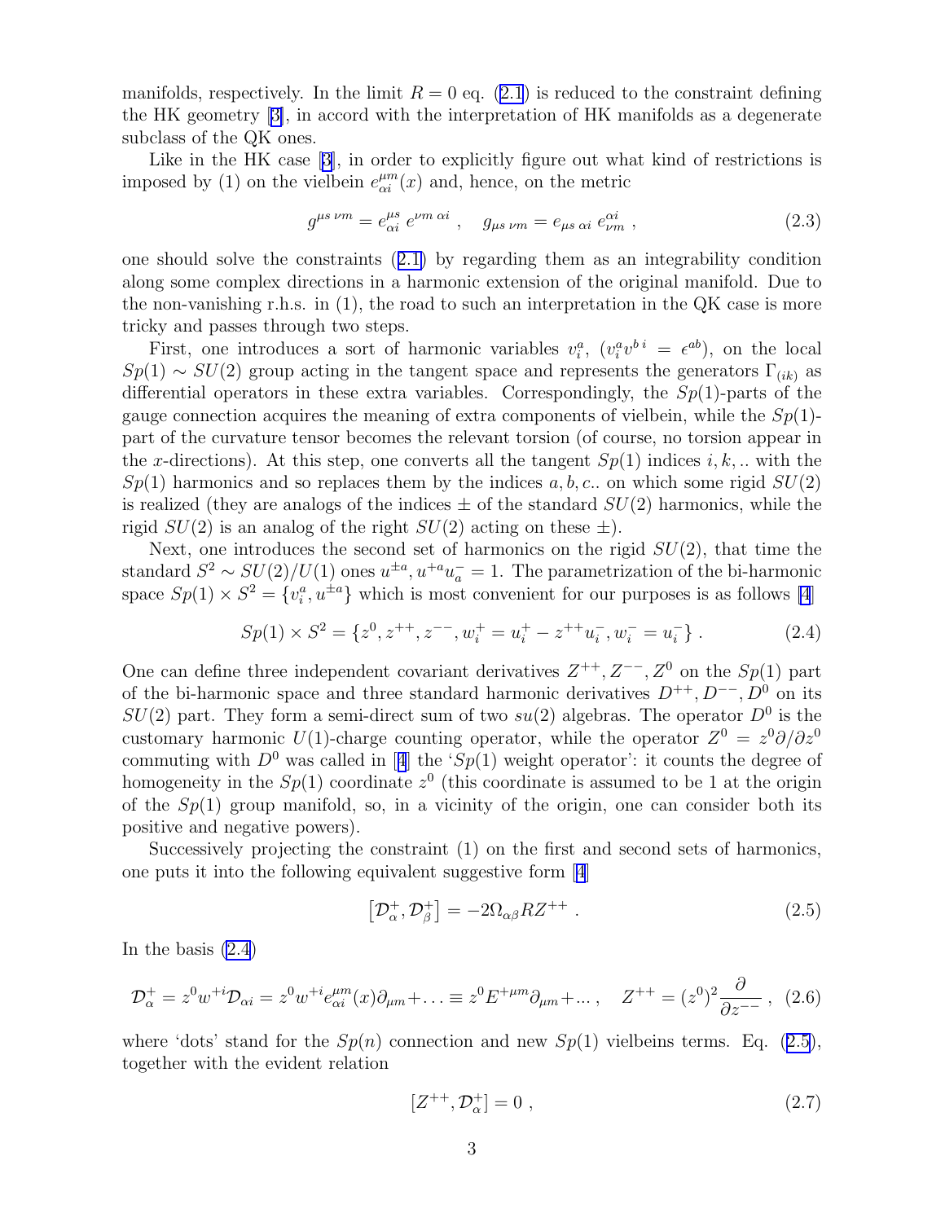manifolds, respectively. In the limit $R = 0$ eq. (2.1) is reduced to the constraint defining the HK geometry [3], in accord with the interpretation of HK manifolds as a degenerate subclass of the QK ones.

Like in the HK case [3], in order to explicitly figure out what kind of restrictions is imposed by (1) on the vielbein $e^{\mu m}_{\alpha i}(x)$ and, hence, on the metric

$$g^{\mu s\, \nu m} = e^{\mu s}_{\alpha i}\, e^{\nu m\, \alpha i} \ , \quad g_{\mu s\, \nu m} = e_{\mu s\, \alpha i}\, e^{\alpha i}_{\nu m} \ , \tag{2.3}$$

one should solve the constraints (2.1) by regarding them as an integrability condition along some complex directions in a harmonic extension of the original manifold. Due to the non-vanishing r.h.s. in (1), the road to such an interpretation in the QK case is more tricky and passes through two steps.

First, one introduces a sort of harmonic variables $v^a_i$, $(v^a_i v^{b\, i} = \epsilon^{ab})$, on the local $Sp(1) \sim SU(2)$ group acting in the tangent space and represents the generators $\Gamma_{(ik)}$ as differential operators in these extra variables. Correspondingly, the $Sp(1)$-parts of the gauge connection acquires the meaning of extra components of vielbein, while the $Sp(1)$-part of the curvature tensor becomes the relevant torsion (of course, no torsion appear in the $x$-directions). At this step, one converts all the tangent $Sp(1)$ indices $i, k, ..$ with the $Sp(1)$ harmonics and so replaces them by the indices $a, b, c..$ on which some rigid $SU(2)$ is realized (they are analogs of the indices $\pm$ of the standard $SU(2)$ harmonics, while the rigid $SU(2)$ is an analog of the right $SU(2)$ acting on these $\pm$).

Next, one introduces the second set of harmonics on the rigid $SU(2)$, that time the standard $S^2 \sim SU(2)/U(1)$ ones $u^{\pm a}$, $u^{+a} u^-_a = 1$. The parametrization of the bi-harmonic space $Sp(1) \times S^2 = \{v^a_i, u^{\pm a}\}$ which is most convenient for our purposes is as follows [4]

$$Sp(1) \times S^2 = \{z^0, z^{++}, z^{--}, w^+_i = u^+_i - z^{++} u^-_i, w^-_i = u^-_i\} \ . \tag{2.4}$$

One can define three independent covariant derivatives $Z^{++}, Z^{--}, Z^0$ on the $Sp(1)$ part of the bi-harmonic space and three standard harmonic derivatives $D^{++}, D^{--}, D^0$ on its $SU(2)$ part. They form a semi-direct sum of two $su(2)$ algebras. The operator $D^0$ is the customary harmonic $U(1)$-charge counting operator, while the operator $Z^0 = z^0 \partial/\partial z^0$ commuting with $D^0$ was called in [4] the '$Sp(1)$ weight operator': it counts the degree of homogeneity in the $Sp(1)$ coordinate $z^0$ (this coordinate is assumed to be 1 at the origin of the $Sp(1)$ group manifold, so, in a vicinity of the origin, one can consider both its positive and negative powers).

Successively projecting the constraint (1) on the first and second sets of harmonics, one puts it into the following equivalent suggestive form [4]

$$\left[\mathcal{D}^+_\alpha, \mathcal{D}^+_\beta\right] = -2\Omega_{\alpha\beta} R Z^{++} \ . \tag{2.5}$$

In the basis (2.4)

$$\mathcal{D}^+_\alpha = z^0 w^{+i} \mathcal{D}_{\alpha i} = z^0 w^{+i} e^{\mu m}_{\alpha i}(x) \partial_{\mu m} + \ldots \equiv z^0 E^{+\mu m} \partial_{\mu m} + \ldots \ , \quad Z^{++} = (z^0)^2 \frac{\partial}{\partial z^{--}} \ , \tag{2.6}$$

where 'dots' stand for the $Sp(n)$ connection and new $Sp(1)$ vielbeins terms. Eq. (2.5), together with the evident relation

$$[Z^{++}, \mathcal{D}^+_\alpha] = 0 \ , \tag{2.7}$$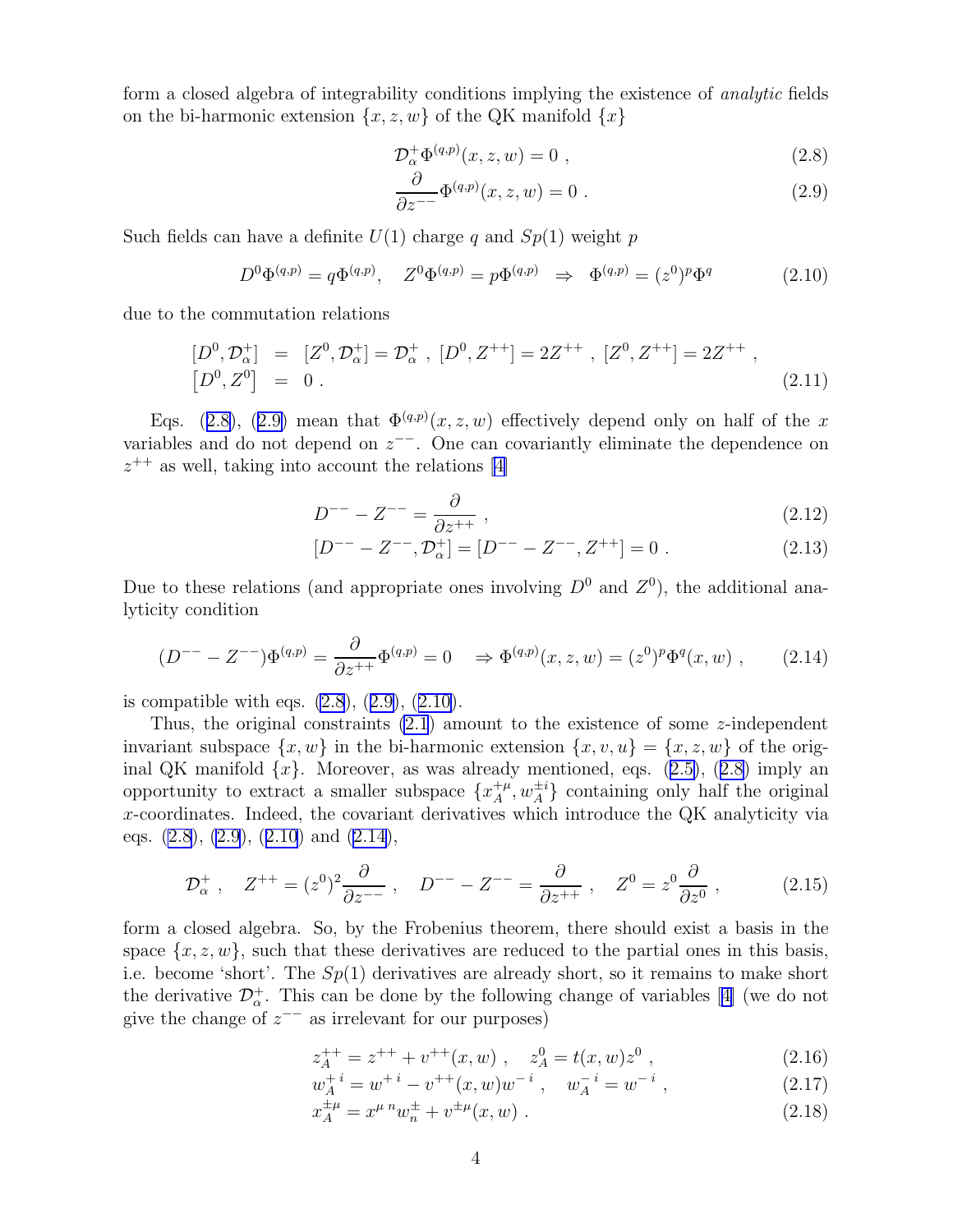form a closed algebra of integrability conditions implying the existence of *analytic* fields on the bi-harmonic extension $\{x, z, w\}$ of the QK manifold $\{x\}$

$$\mathcal{D}^+_\alpha \Phi^{(q,p)}(x, z, w) = 0 \ , \tag{2.8}$$

$$\frac{\partial}{\partial z^{--}} \Phi^{(q,p)}(x, z, w) = 0 \ . \tag{2.9}$$

Such fields can have a definite $U(1)$ charge $q$ and $Sp(1)$ weight $p$

$$D^0 \Phi^{(q,p)} = q\Phi^{(q,p)}, \quad Z^0 \Phi^{(q,p)} = p\Phi^{(q,p)} \ \Rightarrow \ \Phi^{(q,p)} = (z^0)^p \Phi^q \tag{2.10}$$

due to the commutation relations

$$\begin{aligned} [D^0, \mathcal{D}^+_\alpha] &= [Z^0, \mathcal{D}^+_\alpha] = \mathcal{D}^+_\alpha \ , \ [D^0, Z^{++}] = 2Z^{++} \ , \ [Z^0, Z^{++}] = 2Z^{++} \ , \\ \left[D^0, Z^0\right] &= 0 \ . \end{aligned} \tag{2.11}$$

Eqs. (2.8), (2.9) mean that $\Phi^{(q,p)}(x, z, w)$ effectively depend only on half of the $x$ variables and do not depend on $z^{--}$. One can covariantly eliminate the dependence on $z^{++}$ as well, taking into account the relations [4]

$$D^{--} - Z^{--} = \frac{\partial}{\partial z^{++}} \ , \tag{2.12}$$

$$[D^{--} - Z^{--}, \mathcal{D}^+_\alpha] = [D^{--} - Z^{--}, Z^{++}] = 0 \ . \tag{2.13}$$

Due to these relations (and appropriate ones involving $D^0$ and $Z^0$), the additional analyticity condition

$$(D^{--} - Z^{--})\Phi^{(q,p)} = \frac{\partial}{\partial z^{++}} \Phi^{(q,p)} = 0 \quad \Rightarrow \Phi^{(q,p)}(x, z, w) = (z^0)^p \Phi^q(x, w) \ , \tag{2.14}$$

is compatible with eqs. (2.8), (2.9), (2.10).

Thus, the original constraints (2.1) amount to the existence of some $z$-independent invariant subspace $\{x, w\}$ in the bi-harmonic extension $\{x, v, u\} = \{x, z, w\}$ of the original QK manifold $\{x\}$. Moreover, as was already mentioned, eqs. (2.5), (2.8) imply an opportunity to extract a smaller subspace $\{x^{+\mu}_A, w^{\pm i}_A\}$ containing only half the original $x$-coordinates. Indeed, the covariant derivatives which introduce the QK analyticity via eqs. (2.8), (2.9), (2.10) and (2.14),

$$\mathcal{D}^+_\alpha \ , \quad Z^{++} = (z^0)^2 \frac{\partial}{\partial z^{--}} \ , \quad D^{--} - Z^{--} = \frac{\partial}{\partial z^{++}} \ , \quad Z^0 = z^0 \frac{\partial}{\partial z^0} \ , \tag{2.15}$$

form a closed algebra. So, by the Frobenius theorem, there should exist a basis in the space $\{x, z, w\}$, such that these derivatives are reduced to the partial ones in this basis, i.e. become 'short'. The $Sp(1)$ derivatives are already short, so it remains to make short the derivative $\mathcal{D}^+_\alpha$. This can be done by the following change of variables [4] (we do not give the change of $z^{--}$ as irrelevant for our purposes)

$$z^{++}_A = z^{++} + v^{++}(x, w) \ , \quad z^0_A = t(x, w) z^0 \ , \tag{2.16}$$

$$w^{+\,i}_A = w^{+\,i} - v^{++}(x, w) w^{-\,i} \ , \quad w^{-\,i}_A = w^{-\,i} \ , \tag{2.17}$$

$$x^{\pm\mu}_A = x^{\mu\,n} w^\pm_n + v^{\pm\mu}(x, w) \ . \tag{2.18}$$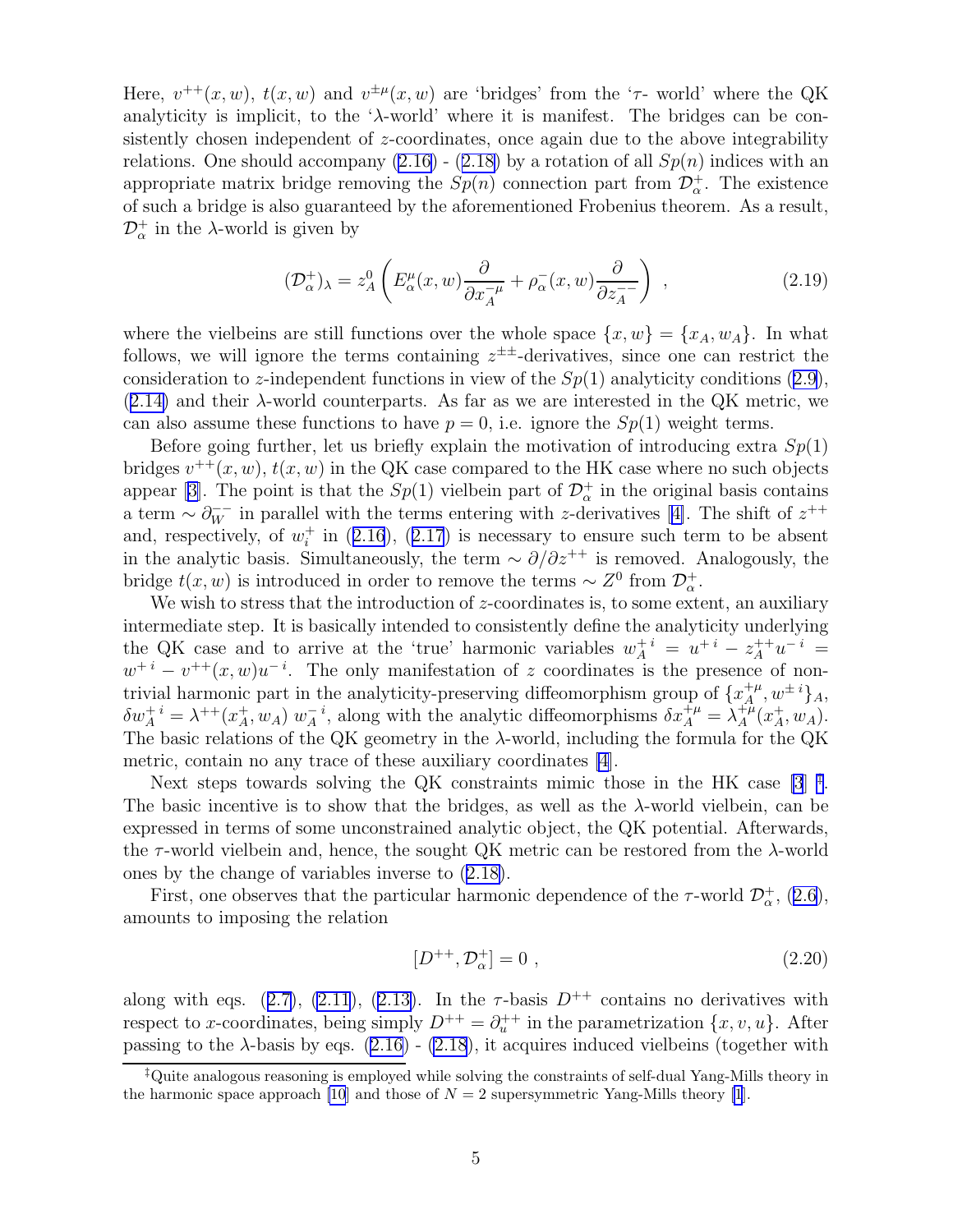Here, $v^{++}(x,w)$, $t(x,w)$ and $v^{\pm\mu}(x,w)$ are 'bridges' from the '$\tau$- world' where the QK analyticity is implicit, to the '$\lambda$-world' where it is manifest. The bridges can be consistently chosen independent of $z$-coordinates, once again due to the above integrability relations. One should accompany (2.16) - (2.18) by a rotation of all $Sp(n)$ indices with an appropriate matrix bridge removing the $Sp(n)$ connection part from $\mathcal{D}^+_\alpha$. The existence of such a bridge is also guaranteed by the aforementioned Frobenius theorem. As a result, $\mathcal{D}^+_\alpha$ in the $\lambda$-world is given by

$$(\mathcal{D}^+_\alpha)_\lambda = z^0_A \left( E^\mu_\alpha(x,w) \frac{\partial}{\partial x^{-\mu}_A} + \rho^-_\alpha(x,w) \frac{\partial}{\partial z^{--}_A} \right) \ , \tag{2.19}$$

where the vielbeins are still functions over the whole space $\{x, w\} = \{x_A, w_A\}$. In what follows, we will ignore the terms containing $z^{\pm\pm}$-derivatives, since one can restrict the consideration to $z$-independent functions in view of the $Sp(1)$ analyticity conditions (2.9), (2.14) and their $\lambda$-world counterparts. As far as we are interested in the QK metric, we can also assume these functions to have $p = 0$, i.e. ignore the $Sp(1)$ weight terms.

Before going further, let us briefly explain the motivation of introducing extra $Sp(1)$ bridges $v^{++}(x,w)$, $t(x,w)$ in the QK case compared to the HK case where no such objects appear [3]. The point is that the $Sp(1)$ vielbein part of $\mathcal{D}^+_\alpha$ in the original basis contains a term $\sim \partial^{--}_W$ in parallel with the terms entering with $z$-derivatives [4]. The shift of $z^{++}$ and, respectively, of $w^+_i$ in (2.16), (2.17) is necessary to ensure such term to be absent in the analytic basis. Simultaneously, the term $\sim \partial/\partial z^{++}$ is removed. Analogously, the bridge $t(x,w)$ is introduced in order to remove the terms $\sim Z^0$ from $\mathcal{D}^+_\alpha$.

We wish to stress that the introduction of $z$-coordinates is, to some extent, an auxiliary intermediate step. It is basically intended to consistently define the analyticity underlying the QK case and to arrive at the 'true' harmonic variables $w^{+\,i}_A = u^{+\,i} - z^{++}_A u^{-\,i} = w^{+\,i} - v^{++}(x,w) u^{-\,i}$. The only manifestation of $z$ coordinates is the presence of non-trivial harmonic part in the analyticity-preserving diffeomorphism group of $\{x^{+\mu}_A, w^{\pm\,i}\}_A$, $\delta w^{+\,i}_A = \lambda^{++}(x^+_A, w_A)\, w^{-\,i}_A$, along with the analytic diffeomorphisms $\delta x^{+\mu}_A = \lambda^{+\mu}_A(x^+_A, w_A)$. The basic relations of the QK geometry in the $\lambda$-world, including the formula for the QK metric, contain no any trace of these auxiliary coordinates [4].

Next steps towards solving the QK constraints mimic those in the HK case [3] [‡]. The basic incentive is to show that the bridges, as well as the $\lambda$-world vielbein, can be expressed in terms of some unconstrained analytic object, the QK potential. Afterwards, the $\tau$-world vielbein and, hence, the sought QK metric can be restored from the $\lambda$-world ones by the change of variables inverse to (2.18).

First, one observes that the particular harmonic dependence of the $\tau$-world $\mathcal{D}^+_\alpha$, (2.6), amounts to imposing the relation

$$[D^{++}, \mathcal{D}^+_\alpha] = 0 \ , \tag{2.20}$$

along with eqs. (2.7), (2.11), (2.13). In the $\tau$-basis $D^{++}$ contains no derivatives with respect to $x$-coordinates, being simply $D^{++} = \partial^{++}_u$ in the parametrization $\{x, v, u\}$. After passing to the $\lambda$-basis by eqs. (2.16) - (2.18), it acquires induced vielbeins (together with

[‡] Quite analogous reasoning is employed while solving the constraints of self-dual Yang-Mills theory in the harmonic space approach [10] and those of $N = 2$ supersymmetric Yang-Mills theory [1].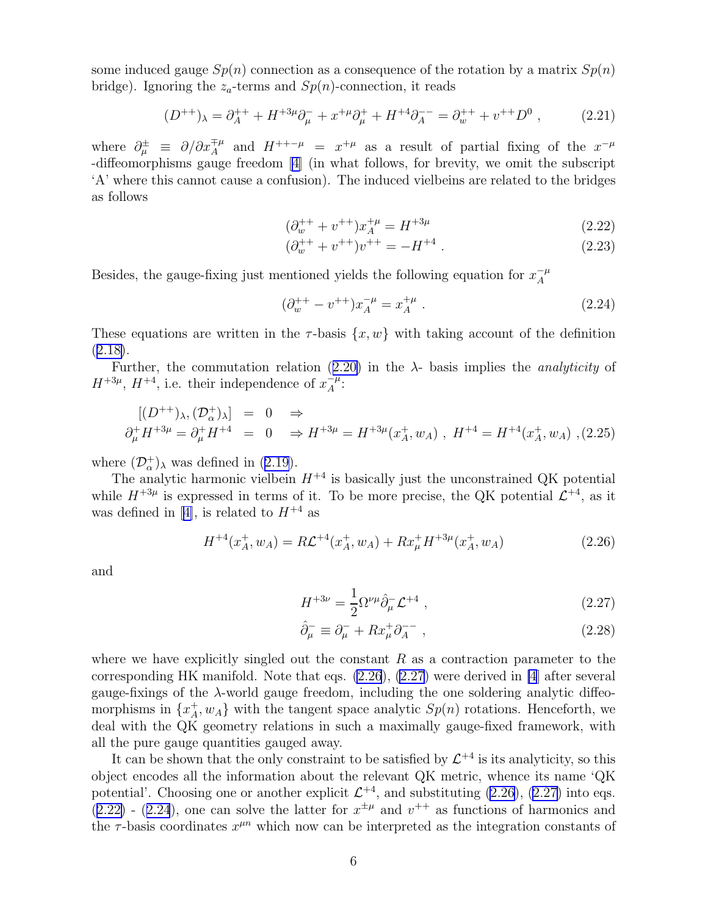some induced gauge $Sp(n)$ connection as a consequence of the rotation by a matrix $Sp(n)$ bridge). Ignoring the $z_a$-terms and $Sp(n)$-connection, it reads

$$(D^{++})_\lambda = \partial^{++}_A + H^{+3\mu}\partial^-_\mu + x^{+\mu}\partial^+_\mu + H^{+4}\partial^{--}_A = \partial^{++}_w + v^{++}D^0 \ , \tag{2.21}$$

where $\partial^\pm_\mu \equiv \partial/\partial x^{\mp\mu}_A$ and $H^{++-\mu} = x^{+\mu}$ as a result of partial fixing of the $x^{-\mu}$ -diffeomorphisms gauge freedom [4] (in what follows, for brevity, we omit the subscript 'A' where this cannot cause a confusion). The induced vielbeins are related to the bridges as follows

$$(\partial^{++}_w + v^{++})x^{+\mu}_A = H^{+3\mu} \tag{2.22}$$

$$(\partial^{++}_w + v^{++})v^{++} = -H^{+4} \ . \tag{2.23}$$

Besides, the gauge-fixing just mentioned yields the following equation for $x^{-\mu}_A$

$$(\partial^{++}_w - v^{++})x^{-\mu}_A = x^{+\mu}_A \ . \tag{2.24}$$

These equations are written in the $\tau$-basis $\{x, w\}$ with taking account of the definition (2.18).

Further, the commutation relation (2.20) in the $\lambda$- basis implies the *analyticity* of $H^{+3\mu}$, $H^{+4}$, i.e. their independence of $x^{-\mu}_A$:

$$\begin{aligned}
[(D^{++})_\lambda, (\mathcal{D}^+_\alpha)_\lambda] &= 0 \quad \Rightarrow \\
\partial^+_\mu H^{+3\mu} = \partial^+_\mu H^{+4} &= 0 \quad \Rightarrow H^{+3\mu} = H^{+3\mu}(x^+_A, w_A) \ , \ H^{+4} = H^{+4}(x^+_A, w_A) \ ,
\end{aligned} \tag{2.25}$$

where $(\mathcal{D}^+_\alpha)_\lambda$ was defined in (2.19).

The analytic harmonic vielbein $H^{+4}$ is basically just the unconstrained QK potential while $H^{+3\mu}$ is expressed in terms of it. To be more precise, the QK potential $\mathcal{L}^{+4}$, as it was defined in [4], is related to $H^{+4}$ as

$$H^{+4}(x^+_A, w_A) = R\mathcal{L}^{+4}(x^+_A, w_A) + Rx^+_\mu H^{+3\mu}(x^+_A, w_A) \tag{2.26}$$

and

$$H^{+3\nu} = \frac{1}{2}\Omega^{\nu\mu}\hat{\partial}^-_\mu \mathcal{L}^{+4} \ , \tag{2.27}$$

$$\hat{\partial}^-_\mu \equiv \partial^-_\mu + Rx^+_\mu \partial^{--}_A \ , \tag{2.28}$$

where we have explicitly singled out the constant $R$ as a contraction parameter to the corresponding HK manifold. Note that eqs. (2.26), (2.27) were derived in [4] after several gauge-fixings of the $\lambda$-world gauge freedom, including the one soldering analytic diffeomorphisms in $\{x^+_A, w_A\}$ with the tangent space analytic $Sp(n)$ rotations. Henceforth, we deal with the QK geometry relations in such a maximally gauge-fixed framework, with all the pure gauge quantities gauged away.

It can be shown that the only constraint to be satisfied by $\mathcal{L}^{+4}$ is its analyticity, so this object encodes all the information about the relevant QK metric, whence its name 'QK potential'. Choosing one or another explicit $\mathcal{L}^{+4}$, and substituting (2.26), (2.27) into eqs. (2.22) - (2.24), one can solve the latter for $x^{\pm\mu}$ and $v^{++}$ as functions of harmonics and the $\tau$-basis coordinates $x^{\mu n}$ which now can be interpreted as the integration constants of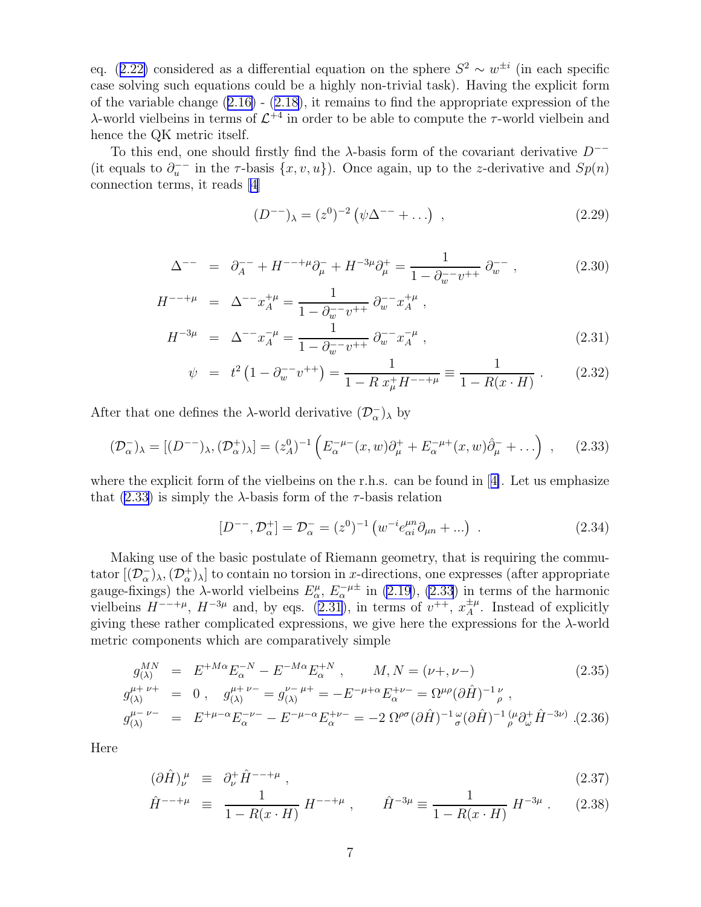eq. (2.22) considered as a differential equation on the sphere $S^2 \sim w^{\pm i}$ (in each specific case solving such equations could be a highly non-trivial task). Having the explicit form of the variable change (2.16) - (2.18), it remains to find the appropriate expression of the $\lambda$-world vielbeins in terms of $\mathcal{L}^{+4}$ in order to be able to compute the $\tau$-world vielbein and hence the QK metric itself.

To this end, one should firstly find the $\lambda$-basis form of the covariant derivative $D^{--}$ (it equals to $\partial_u^{--}$ in the $\tau$-basis $\{x, v, u\}$). Once again, up to the $z$-derivative and $Sp(n)$ connection terms, it reads [4]

$$
(D^{--})_\lambda = (z^0)^{-2} \left( \psi \Delta^{--} + \ldots \right) \ , \tag{2.29}
$$

$$
\begin{aligned}
\Delta^{--} &= \partial_A^{--} + H^{--+\mu}\partial_\mu^- + H^{-3\mu}\partial_\mu^+ = \frac{1}{1 - \partial_w^{--} v^{++}} \, \partial_w^{--} \ , && (2.30) \\
H^{--+\mu} &= \Delta^{--} x_A^{+\mu} = \frac{1}{1 - \partial_w^{--} v^{++}} \, \partial_w^{--} x_A^{+\mu} \ , \\
H^{-3\mu} &= \Delta^{--} x_A^{-\mu} = \frac{1}{1 - \partial_w^{--} v^{++}} \, \partial_w^{--} x_A^{-\mu} \ , && (2.31) \\
\psi &= t^2 \left( 1 - \partial_w^{--} v^{++} \right) = \frac{1}{1 - R \, x_\mu^+ H^{--+\mu}} \equiv \frac{1}{1 - R(x \cdot H)} \ . && (2.32)
\end{aligned}
$$

After that one defines the $\lambda$-world derivative $(\mathcal{D}_\alpha^-)_\lambda$ by

$$
(\mathcal{D}_\alpha^-)_\lambda = [(D^{--})_\lambda, (\mathcal{D}_\alpha^+)_\lambda] = (z_A^0)^{-1} \left( E_\alpha^{-\mu-}(x,w)\partial_\mu^+ + E_\alpha^{-\mu+}(x,w)\hat{\partial}_\mu^- + \ldots \right) \ , \tag{2.33}
$$

where the explicit form of the vielbeins on the r.h.s. can be found in [4]. Let us emphasize that (2.33) is simply the $\lambda$-basis form of the $\tau$-basis relation

$$
[D^{--}, \mathcal{D}_\alpha^+] = \mathcal{D}_\alpha^- = (z^0)^{-1} \left( w^{-i} e_{\alpha i}^{\mu n} \partial_{\mu n} + \ldots \right) \ . \tag{2.34}
$$

Making use of the basic postulate of Riemann geometry, that is requiring the commutator $[(\mathcal{D}_\alpha^-)_\lambda, (\mathcal{D}_\alpha^+)_\lambda]$ to contain no torsion in $x$-directions, one expresses (after appropriate gauge-fixings) the $\lambda$-world vielbeins $E_\alpha^\mu$, $E_\alpha^{-\mu\pm}$ in (2.19), (2.33) in terms of the harmonic vielbeins $H^{--+\mu}$, $H^{-3\mu}$ and, by eqs. (2.31), in terms of $v^{++}$, $x_A^{\pm\mu}$. Instead of explicitly giving these rather complicated expressions, we give here the expressions for the $\lambda$-world metric components which are comparatively simple

$$
\begin{aligned}
g_{(\lambda)}^{MN} &= E^{+M\alpha} E_\alpha^{-N} - E^{-M\alpha} E_\alpha^{+N} \ , \qquad M, N = (\nu+, \nu-) && (2.35) \\
g_{(\lambda)}^{\mu+\,\nu+} &= 0 \ , \quad g_{(\lambda)}^{\mu+\,\nu-} = g_{(\lambda)}^{\nu-\,\mu+} = -E^{-\mu+\alpha} E_\alpha^{+\nu-} = \Omega^{\mu\rho} (\partial\hat{H})^{-1}{}_\rho^{\ \nu} \ , \\
g_{(\lambda)}^{\mu-\,\nu-} &= E^{+\mu-\alpha} E_\alpha^{-\nu-} - E^{-\mu-\alpha} E_\alpha^{+\nu-} = -2\, \Omega^{\rho\sigma} (\partial\hat{H})^{-1}{}_\sigma^{\ \omega} (\partial\hat{H})^{-1}{}_\rho^{\ (\mu} \partial_\omega^+ \hat{H}^{-3\nu)} \ . && (2.36)
\end{aligned}
$$

Here

$$
\begin{aligned}
(\partial\hat{H})_\nu^\mu &\equiv \partial_\nu^+ \hat{H}^{--+\mu} \ , && (2.37) \\
\hat{H}^{--+\mu} &\equiv \frac{1}{1 - R(x \cdot H)} \, H^{--+\mu} \ , \qquad \hat{H}^{-3\mu} \equiv \frac{1}{1 - R(x \cdot H)} \, H^{-3\mu} \ . && (2.38)
\end{aligned}
$$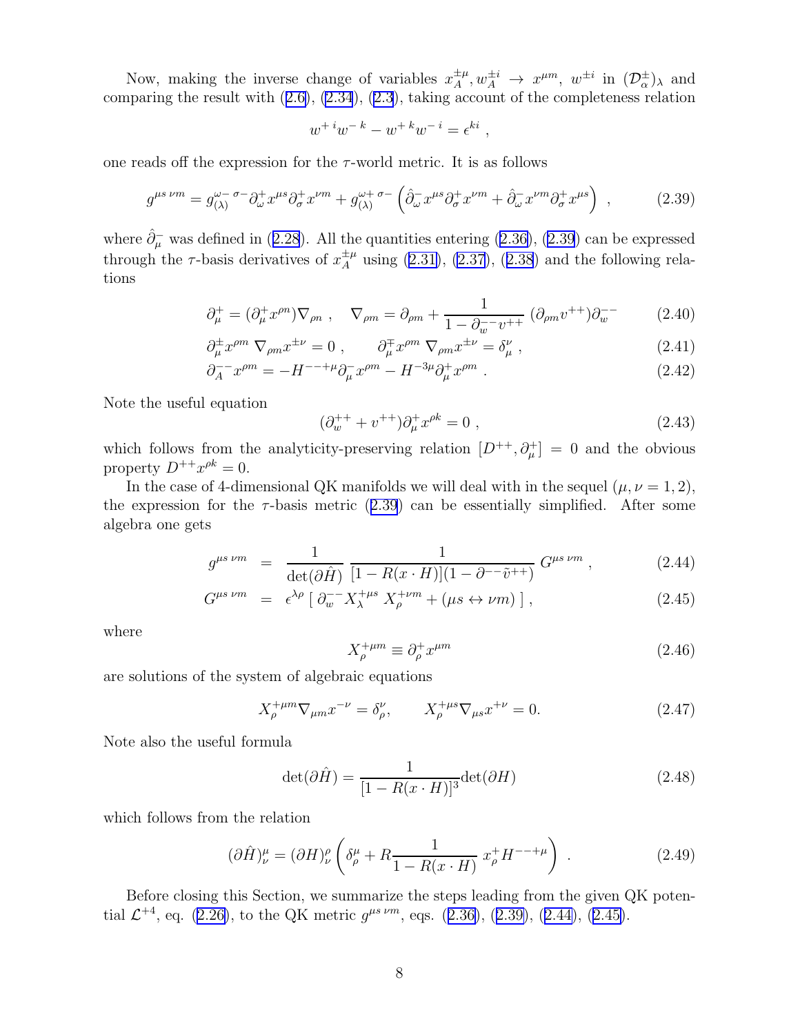Now, making the inverse change of variables $x_A^{\pm\mu}, w_A^{\pm i} \to x^{\mu m}, w^{\pm i}$ in $(\mathcal{D}_\alpha^\pm)_\lambda$ and comparing the result with (2.6), (2.34), (2.3), taking account of the completeness relation

$$w^{+\,i}w^{-\,k} - w^{+\,k}w^{-\,i} = \epsilon^{ki} \ ,$$

one reads off the expression for the $\tau$-world metric. It is as follows

$$g^{\mu s\,\nu m} = g_{(\lambda)}^{\omega-\,\sigma-}\partial_\omega^+ x^{\mu s}\partial_\sigma^+ x^{\nu m} + g_{(\lambda)}^{\omega+\,\sigma-}\left(\hat{\partial}_\omega^- x^{\mu s}\partial_\sigma^+ x^{\nu m} + \hat{\partial}_\omega^- x^{\nu m}\partial_\sigma^+ x^{\mu s}\right) \ , \tag{2.39}$$

where $\hat{\partial}_\mu^-$ was defined in (2.28). All the quantities entering (2.36), (2.39) can be expressed through the $\tau$-basis derivatives of $x_A^{\pm\mu}$ using (2.31), (2.37), (2.38) and the following relations

$$\partial_\mu^+ = (\partial_\mu^+ x^{\rho n})\nabla_{\rho n} \ , \quad \nabla_{\rho m} = \partial_{\rho m} + \frac{1}{1-\partial_w^{--}v^{++}}\ (\partial_{\rho m}v^{++})\partial_w^{--} \tag{2.40}$$

$$\partial_\mu^\pm x^{\rho m}\ \nabla_{\rho m} x^{\pm\nu} = 0 \ , \qquad \partial_\mu^\mp x^{\rho m}\ \nabla_{\rho m} x^{\pm\nu} = \delta_\mu^\nu \ , \tag{2.41}$$

$$\partial_A^{--} x^{\rho m} = -H^{--+\mu}\partial_\mu^- x^{\rho m} - H^{-3\mu}\partial_\mu^+ x^{\rho m} \ . \tag{2.42}$$

Note the useful equation

$$(\partial_w^{++} + v^{++})\partial_\mu^+ x^{\rho k} = 0 \ , \tag{2.43}$$

which follows from the analyticity-preserving relation $[D^{++}, \partial_\mu^+] = 0$ and the obvious property $D^{++}x^{\rho k} = 0$.

In the case of 4-dimensional QK manifolds we will deal with in the sequel ($\mu, \nu = 1, 2$), the expression for the $\tau$-basis metric (2.39) can be essentially simplified. After some algebra one gets

$$g^{\mu s\,\nu m} = \frac{1}{\det(\partial\hat{H})}\ \frac{1}{[1-R(x\cdot H)](1-\partial^{--}\tilde{v}^{++})}\ G^{\mu s\,\nu m} \ , \tag{2.44}$$

$$G^{\mu s\,\nu m} = \epsilon^{\lambda\rho}\left[\ \partial_w^{--} X_\lambda^{+\mu s}\ X_\rho^{+\nu m} + (\mu s \leftrightarrow \nu m)\ \right] \ , \tag{2.45}$$

where

$$X_\rho^{+\mu m} \equiv \partial_\rho^+ x^{\mu m} \tag{2.46}$$

are solutions of the system of algebraic equations

$$X_\rho^{+\mu m}\nabla_{\mu m} x^{-\nu} = \delta_\rho^\nu, \qquad X_\rho^{+\mu s}\nabla_{\mu s} x^{+\nu} = 0. \tag{2.47}$$

Note also the useful formula

$$\det(\partial\hat{H}) = \frac{1}{[1-R(x\cdot H)]^3}\det(\partial H) \tag{2.48}$$

which follows from the relation

$$(\partial\hat{H})_\nu^\mu = (\partial H)_\nu^\rho\left(\delta_\rho^\mu + R\frac{1}{1-R(x\cdot H)}\ x_\rho^+ H^{--+\mu}\right) \ . \tag{2.49}$$

Before closing this Section, we summarize the steps leading from the given QK potential $\mathcal{L}^{+4}$, eq. (2.26), to the QK metric $g^{\mu s\,\nu m}$, eqs. (2.36), (2.39), (2.44), (2.45).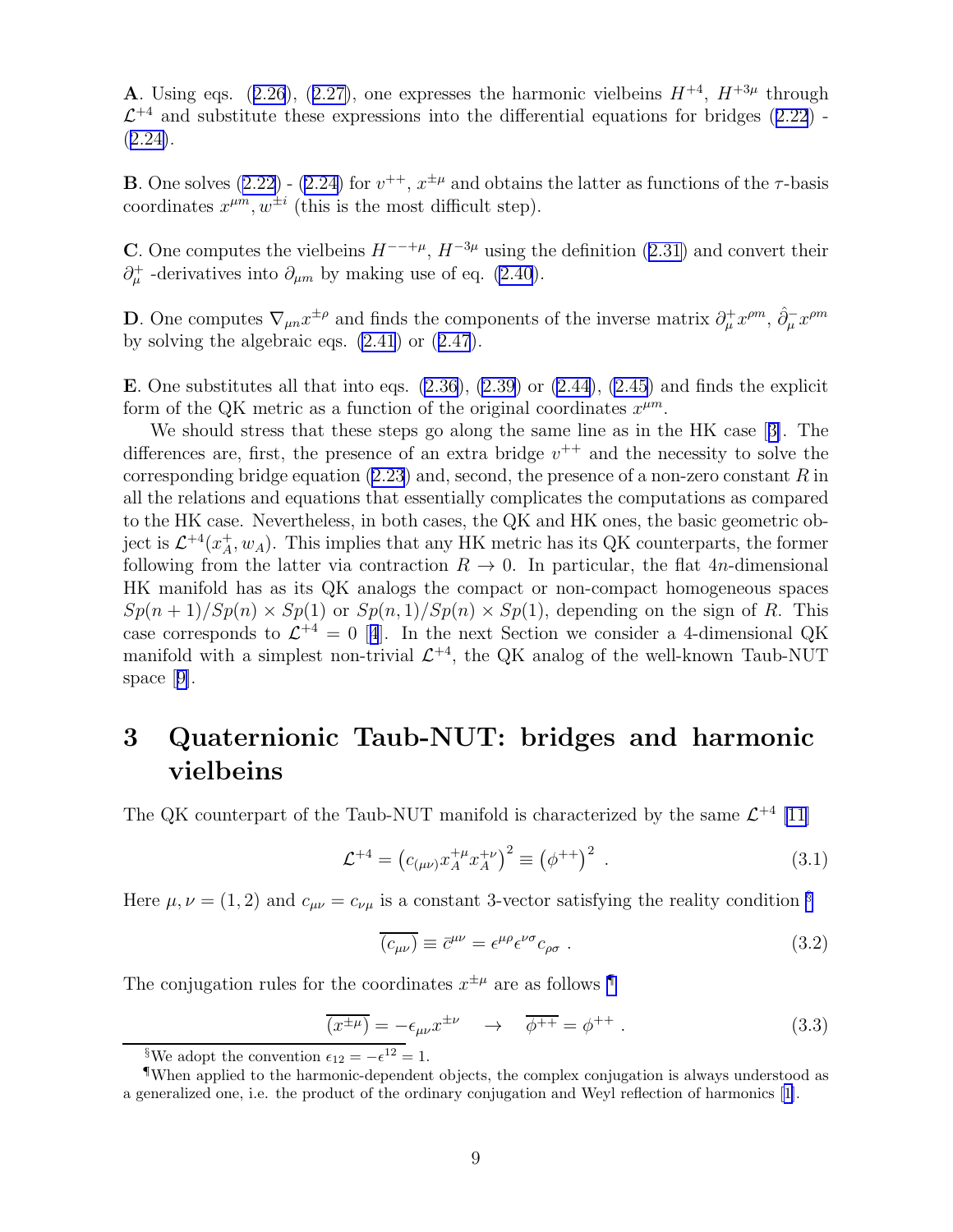**A**. Using eqs. (2.26), (2.27), one expresses the harmonic vielbeins $H^{+4}$, $H^{+3\mu}$ through $\mathcal{L}^{+4}$ and substitute these expressions into the differential equations for bridges (2.22) - (2.24).

**B**. One solves (2.22) - (2.24) for $v^{++}$, $x^{\pm\mu}$ and obtains the latter as functions of the $\tau$-basis coordinates $x^{\mu m}, w^{\pm i}$ (this is the most difficult step).

**C**. One computes the vielbeins $H^{--+\mu}$, $H^{-3\mu}$ using the definition (2.31) and convert their $\partial^+_\mu$ -derivatives into $\partial_{\mu m}$ by making use of eq. (2.40).

**D**. One computes $\nabla_{\mu n} x^{\pm\rho}$ and finds the components of the inverse matrix $\partial^+_\mu x^{\rho m}$, $\hat{\partial}^-_\mu x^{\rho m}$ by solving the algebraic eqs. (2.41) or (2.47).

**E**. One substitutes all that into eqs. (2.36), (2.39) or (2.44), (2.45) and finds the explicit form of the QK metric as a function of the original coordinates $x^{\mu m}$.

We should stress that these steps go along the same line as in the HK case [3]. The differences are, first, the presence of an extra bridge $v^{++}$ and the necessity to solve the corresponding bridge equation (2.23) and, second, the presence of a non-zero constant $R$ in all the relations and equations that essentially complicates the computations as compared to the HK case. Nevertheless, in both cases, the QK and HK ones, the basic geometric object is $\mathcal{L}^{+4}(x^+_A, w_A)$. This implies that any HK metric has its QK counterparts, the former following from the latter via contraction $R \to 0$. In particular, the flat $4n$-dimensional HK manifold has as its QK analogs the compact or non-compact homogeneous spaces $Sp(n+1)/Sp(n) \times Sp(1)$ or $Sp(n,1)/Sp(n) \times Sp(1)$, depending on the sign of $R$. This case corresponds to $\mathcal{L}^{+4} = 0$ [4]. In the next Section we consider a 4-dimensional QK manifold with a simplest non-trivial $\mathcal{L}^{+4}$, the QK analog of the well-known Taub-NUT space [9].

# 3 Quaternionic Taub-NUT: bridges and harmonic vielbeins

The QK counterpart of the Taub-NUT manifold is characterized by the same $\mathcal{L}^{+4}$ [11]

$$\mathcal{L}^{+4} = \left( c_{(\mu\nu)} x^{+\mu}_A x^{+\nu}_A \right)^2 \equiv \left( \phi^{++} \right)^2 \ . \tag{3.1}$$

Here $\mu, \nu = (1,2)$ and $c_{\mu\nu} = c_{\nu\mu}$ is a constant 3-vector satisfying the reality condition [§]

$$\overline{(c_{\mu\nu})} \equiv \bar{c}^{\mu\nu} = \epsilon^{\mu\rho}\epsilon^{\nu\sigma} c_{\rho\sigma} \ . \tag{3.2}$$

The conjugation rules for the coordinates $x^{\pm\mu}$ are as follows [¶]

$$\overline{(x^{\pm\mu})} = -\epsilon_{\mu\nu} x^{\pm\nu} \quad \to \quad \overline{\phi^{++}} = \phi^{++} \ . \tag{3.3}$$

[§] We adopt the convention $\epsilon_{12} = -\epsilon^{12} = 1$.

[¶] When applied to the harmonic-dependent objects, the complex conjugation is always understood as a generalized one, i.e. the product of the ordinary conjugation and Weyl reflection of harmonics [1].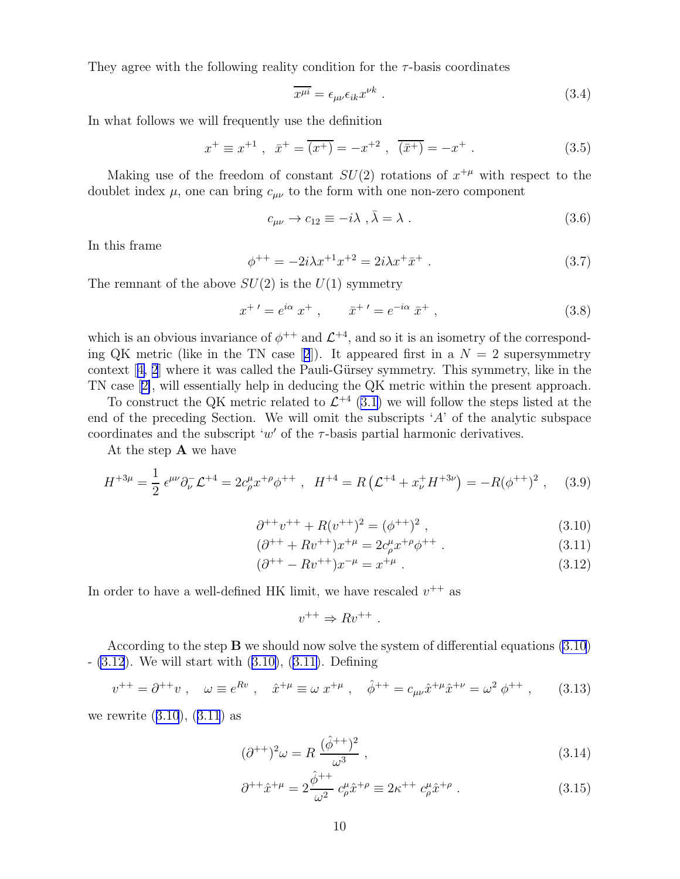They agree with the following reality condition for the $\tau$-basis coordinates

$$\overline{x^{\mu i}} = \epsilon_{\mu\nu}\epsilon_{ik}x^{\nu k} \ . \tag{3.4}$$

In what follows we will frequently use the definition

$$x^+ \equiv x^{+1} \ , \ \ \bar{x}^+ = \overline{(x^+)} = -x^{+2} \ , \ \ \overline{(\bar{x}^+)} = -x^+ \ . \tag{3.5}$$

Making use of the freedom of constant $SU(2)$ rotations of $x^{+\mu}$ with respect to the doublet index $\mu$, one can bring $c_{\mu\nu}$ to the form with one non-zero component

$$c_{\mu\nu} \to c_{12} \equiv -i\lambda \ , \bar{\lambda} = \lambda \ . \tag{3.6}$$

In this frame

$$\phi^{++} = -2i\lambda x^{+1}x^{+2} = 2i\lambda x^+\bar{x}^+ \ . \tag{3.7}$$

The remnant of the above $SU(2)$ is the $U(1)$ symmetry

$$x^{+\,\prime} = e^{i\alpha}\, x^+ \ , \qquad \bar{x}^{+\,\prime} = e^{-i\alpha}\, \bar{x}^+ \ , \tag{3.8}$$

which is an obvious invariance of $\phi^{++}$ and $\mathcal{L}^{+4}$, and so it is an isometry of the corresponding QK metric (like in the TN case [2]). It appeared first in a $N = 2$ supersymmetry context [4, 2] where it was called the Pauli-Gürsey symmetry. This symmetry, like in the TN case [2], will essentially help in deducing the QK metric within the present approach.

To construct the QK metric related to $\mathcal{L}^{+4}$ (3.1) we will follow the steps listed at the end of the preceding Section. We will omit the subscripts '$A$' of the analytic subspace coordinates and the subscript '$w$' of the $\tau$-basis partial harmonic derivatives.

At the step **A** we have

$$H^{+3\mu} = \frac{1}{2}\,\epsilon^{\mu\nu}\partial^-_\nu\mathcal{L}^{+4} = 2c^\mu_\rho x^{+\rho}\phi^{++} \ , \ \ H^{+4} = R\left(\mathcal{L}^{+4} + x^+_\nu H^{+3\nu}\right) = -R(\phi^{++})^2 \ , \tag{3.9}$$

$$\partial^{++}v^{++} + R(v^{++})^2 = (\phi^{++})^2 \ , \tag{3.10}$$

$$(\partial^{++} + Rv^{++})x^{+\mu} = 2c^\mu_\rho x^{+\rho}\phi^{++} \ . \tag{3.11}$$

$$(\partial^{++} - Rv^{++})x^{-\mu} = x^{+\mu} \ . \tag{3.12}$$

In order to have a well-defined HK limit, we have rescaled $v^{++}$ as

$$v^{++} \Rightarrow Rv^{++} \ .$$

According to the step **B** we should now solve the system of differential equations (3.10) - (3.12). We will start with (3.10), (3.11). Defining

$$v^{++} = \partial^{++}v \ , \quad \omega \equiv e^{Rv} \ , \quad \hat{x}^{+\mu} \equiv \omega\, x^{+\mu} \ , \quad \hat{\phi}^{++} = c_{\mu\nu}\hat{x}^{+\mu}\hat{x}^{+\nu} = \omega^2\,\phi^{++} \ , \tag{3.13}$$

we rewrite (3.10), (3.11) as

$$(\partial^{++})^2\omega = R\,\frac{(\hat{\phi}^{++})^2}{\omega^3} \ , \tag{3.14}$$

$$\partial^{++}\hat{x}^{+\mu} = 2\frac{\hat{\phi}^{++}}{\omega^2}\,c^\mu_\rho\hat{x}^{+\rho} \equiv 2\kappa^{++}\,c^\mu_\rho\hat{x}^{+\rho} \ . \tag{3.15}$$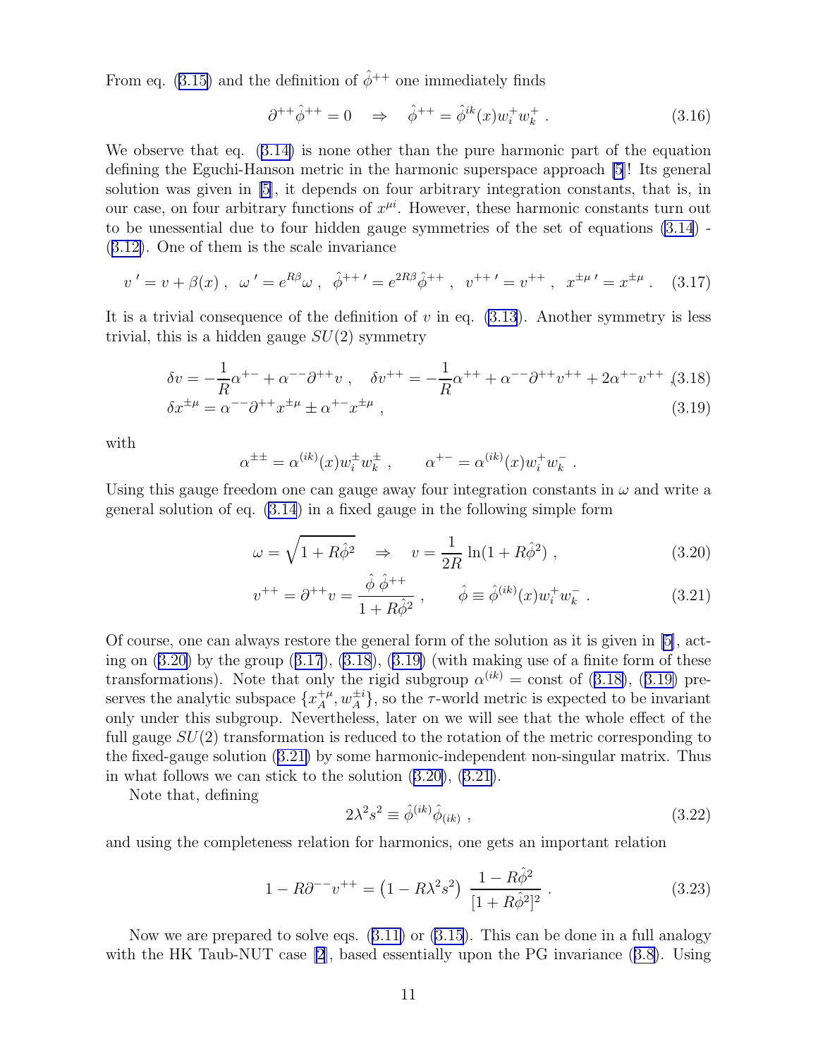From eq. (3.15) and the definition of $\hat{\phi}^{++}$ one immediately finds

$$\partial^{++}\hat{\phi}^{++} = 0 \quad \Rightarrow \quad \hat{\phi}^{++} = \hat{\phi}^{ik}(x) w_i^+ w_k^+ \ . \tag{3.16}$$

We observe that eq. (3.14) is none other than the pure harmonic part of the equation defining the Eguchi-Hanson metric in the harmonic superspace approach [5]! Its general solution was given in [5], it depends on four arbitrary integration constants, that is, in our case, on four arbitrary functions of $x^{\mu i}$. However, these harmonic constants turn out to be unessential due to four hidden gauge symmetries of the set of equations (3.14) - (3.12). One of them is the scale invariance

$$v\,' = v + \beta(x) \ , \ \ \omega\,' = e^{R\beta}\omega \ , \ \ \hat{\phi}^{++\,\prime} = e^{2R\beta}\hat{\phi}^{++} \ , \ \ v^{++\,\prime} = v^{++} \ , \ \ x^{\pm\mu\,\prime} = x^{\pm\mu} \ . \tag{3.17}$$

It is a trivial consequence of the definition of $v$ in eq. (3.13). Another symmetry is less trivial, this is a hidden gauge $SU(2)$ symmetry

$$\delta v = -\frac{1}{R}\alpha^{+-} + \alpha^{--}\partial^{++}v \ , \quad \delta v^{++} = -\frac{1}{R}\alpha^{++} + \alpha^{--}\partial^{++}v^{++} + 2\alpha^{+-}v^{++} \ , \tag{3.18}$$

$$\delta x^{\pm\mu} = \alpha^{--}\partial^{++}x^{\pm\mu} \pm \alpha^{+-}x^{\pm\mu} \ , \tag{3.19}$$

with

$$\alpha^{\pm\pm} = \alpha^{(ik)}(x) w_i^\pm w_k^\pm \ , \qquad \alpha^{+-} = \alpha^{(ik)}(x) w_i^+ w_k^- \ .$$

Using this gauge freedom one can gauge away four integration constants in $\omega$ and write a general solution of eq. (3.14) in a fixed gauge in the following simple form

$$\omega = \sqrt{1 + R\hat{\phi}^2} \quad \Rightarrow \quad v = \frac{1}{2R}\ln(1 + R\hat{\phi}^2) \ , \tag{3.20}$$

$$v^{++} = \partial^{++}v = \frac{\hat{\phi}\ \hat{\phi}^{++}}{1 + R\hat{\phi}^2} \ , \qquad \hat{\phi} \equiv \hat{\phi}^{(ik)}(x) w_i^+ w_k^- \ . \tag{3.21}$$

Of course, one can always restore the general form of the solution as it is given in [5], acting on (3.20) by the group (3.17), (3.18), (3.19) (with making use of a finite form of these transformations). Note that only the rigid subgroup $\alpha^{(ik)} = \text{const}$ of (3.18), (3.19) preserves the analytic subspace $\{x_A^{+\mu}, w_A^{\pm i}\}$, so the $\tau$-world metric is expected to be invariant only under this subgroup. Nevertheless, later on we will see that the whole effect of the full gauge $SU(2)$ transformation is reduced to the rotation of the metric corresponding to the fixed-gauge solution (3.21) by some harmonic-independent non-singular matrix. Thus in what follows we can stick to the solution (3.20), (3.21).

Note that, defining

$$2\lambda^2 s^2 \equiv \hat{\phi}^{(ik)}\hat{\phi}_{(ik)} \ , \tag{3.22}$$

and using the completeness relation for harmonics, one gets an important relation

$$1 - R\partial^{--}v^{++} = \left(1 - R\lambda^2 s^2\right)\ \frac{1 - R\hat{\phi}^2}{[1 + R\hat{\phi}^2]^2} \ . \tag{3.23}$$

Now we are prepared to solve eqs. (3.11) or (3.15). This can be done in a full analogy with the HK Taub-NUT case [2], based essentially upon the PG invariance (3.8). Using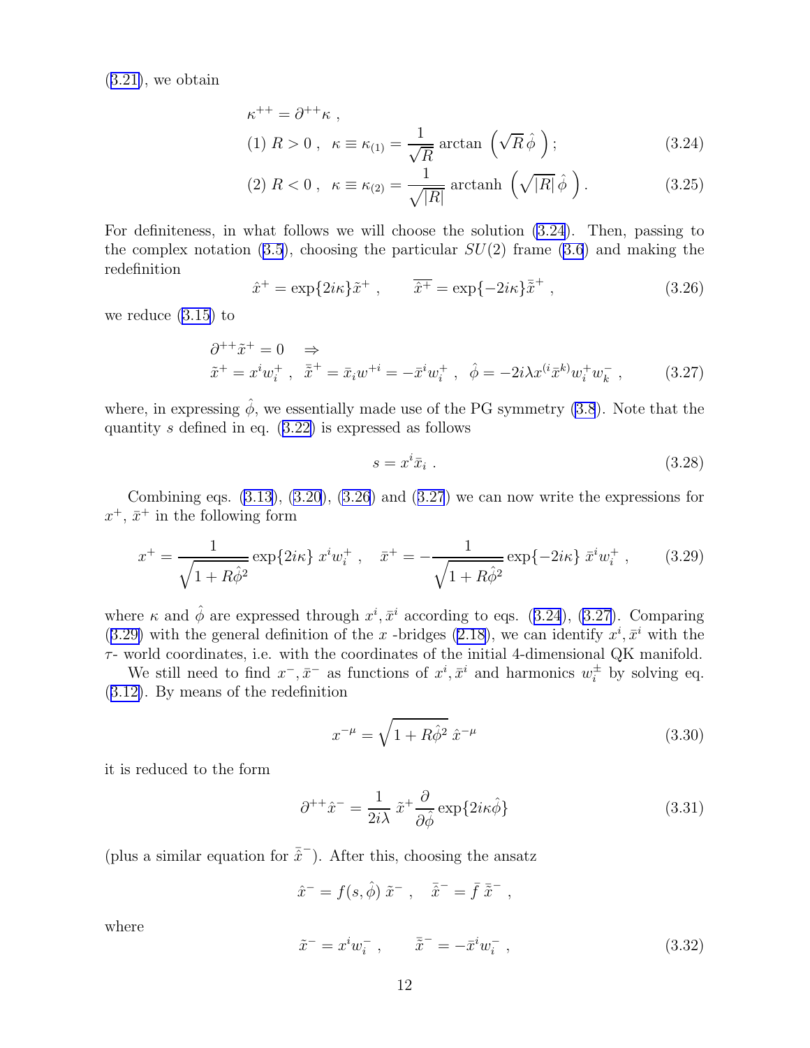(3.21), we obtain

$$\kappa^{++} = \partial^{++}\kappa \;,$$

$$(1)\; R > 0 \;, \;\; \kappa \equiv \kappa_{(1)} = \frac{1}{\sqrt{R}} \arctan\, \left(\sqrt{R}\,\hat{\phi}\,\right) ; \tag{3.24}$$

$$(2)\; R < 0 \;, \;\; \kappa \equiv \kappa_{(2)} = \frac{1}{\sqrt{|R|}} \,\mathrm{arctanh}\, \left(\sqrt{|R|}\,\hat{\phi}\,\right) . \tag{3.25}$$

For definiteness, in what follows we will choose the solution (3.24). Then, passing to the complex notation (3.5), choosing the particular $SU(2)$ frame (3.6) and making the redefinition

$$\hat{x}^+ = \exp\{2i\kappa\}\tilde{x}^+ \;, \qquad \overline{\hat{x}^+} = \exp\{-2i\kappa\}\bar{\tilde{x}}^+ \;, \tag{3.26}$$

we reduce (3.15) to

$$\partial^{++}\tilde{x}^+ = 0 \quad \Rightarrow$$
$$\tilde{x}^+ = x^i w^+_i \;, \;\; \bar{\tilde{x}}^+ = \bar{x}_i w^{+i} = -\bar{x}^i w^+_i \;, \;\; \hat{\phi} = -2i\lambda x^{(i}\bar{x}^{k)} w^+_i w^-_k \;, \tag{3.27}$$

where, in expressing $\hat{\phi}$, we essentially made use of the PG symmetry (3.8). Note that the quantity $s$ defined in eq. (3.22) is expressed as follows

$$s = x^i \bar{x}_i \;. \tag{3.28}$$

Combining eqs. (3.13), (3.20), (3.26) and (3.27) we can now write the expressions for $x^+$, $\bar{x}^+$ in the following form

$$x^+ = \frac{1}{\sqrt{1 + R\hat{\phi}^2}} \exp\{2i\kappa\}\; x^i w^+_i \;, \quad \bar{x}^+ = -\frac{1}{\sqrt{1 + R\hat{\phi}^2}} \exp\{-2i\kappa\}\; \bar{x}^i w^+_i \;, \tag{3.29}$$

where $\kappa$ and $\hat{\phi}$ are expressed through $x^i, \bar{x}^i$ according to eqs. (3.24), (3.27). Comparing (3.29) with the general definition of the $x$ -bridges (2.18), we can identify $x^i, \bar{x}^i$ with the $\tau$- world coordinates, i.e. with the coordinates of the initial 4-dimensional QK manifold.

We still need to find $x^-, \bar{x}^-$ as functions of $x^i, \bar{x}^i$ and harmonics $w^\pm_i$ by solving eq. (3.12). By means of the redefinition

$$x^{-\mu} = \sqrt{1 + R\hat{\phi}^2}\; \hat{x}^{-\mu} \tag{3.30}$$

it is reduced to the form

$$\partial^{++}\hat{x}^- = \frac{1}{2i\lambda}\; \tilde{x}^+ \frac{\partial}{\partial\hat{\phi}} \exp\{2i\kappa\hat{\phi}\} \tag{3.31}$$

(plus a similar equation for $\bar{\hat{x}}^-$). After this, choosing the ansatz

$$\hat{x}^- = f(s, \hat{\phi})\; \tilde{x}^- \;, \quad \bar{\hat{x}}^- = \bar{f}\; \bar{\tilde{x}}^- \;,$$

where

$$\tilde{x}^- = x^i w^-_i \;, \qquad \bar{\tilde{x}}^- = -\bar{x}^i w^-_i \;, \tag{3.32}$$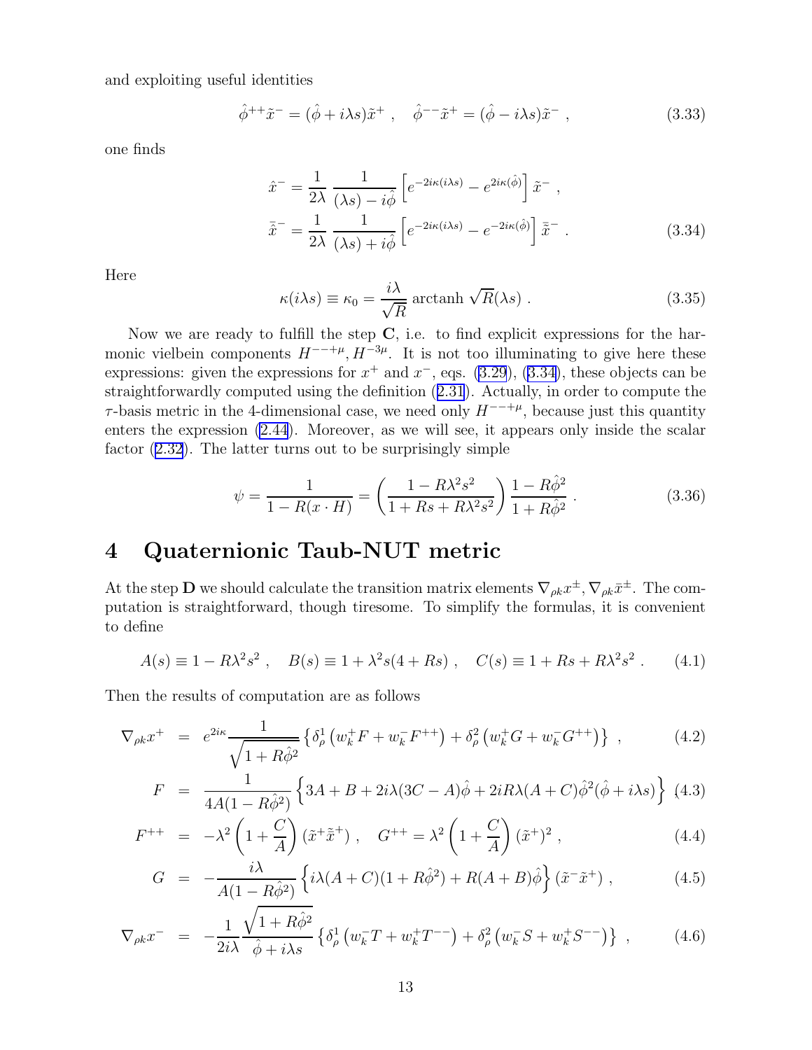and exploiting useful identities

$$
\hat{\phi}^{++}\tilde{x}^{-} = (\hat{\phi} + i\lambda s)\tilde{x}^{+} \ , \quad \hat{\phi}^{--}\tilde{x}^{+} = (\hat{\phi} - i\lambda s)\tilde{x}^{-} \ , \tag{3.33}
$$

one finds

$$
\begin{aligned}
\hat{x}^{-} &= \frac{1}{2\lambda} \, \frac{1}{(\lambda s) - i\hat{\phi}} \left[ e^{-2i\kappa(i\lambda s)} - e^{2i\kappa(\hat{\phi})} \right] \tilde{x}^{-} \ , \\
\hat{\bar{x}}^{-} &= \frac{1}{2\lambda} \, \frac{1}{(\lambda s) + i\hat{\phi}} \left[ e^{-2i\kappa(i\lambda s)} - e^{-2i\kappa(\hat{\phi})} \right] \tilde{\bar{x}}^{-} \ .
\end{aligned} \tag{3.34}
$$

Here

$$
\kappa(i\lambda s) \equiv \kappa_0 = \frac{i\lambda}{\sqrt{R}} \operatorname{arctanh} \sqrt{R}(\lambda s) \ . \tag{3.35}
$$

Now we are ready to fulfill the step **C**, i.e. to find explicit expressions for the harmonic vielbein components $H^{--+\mu}, H^{-3\mu}$. It is not too illuminating to give here these expressions: given the expressions for $x^{+}$ and $x^{-}$, eqs. (3.29), (3.34), these objects can be straightforwardly computed using the definition (2.31). Actually, in order to compute the $\tau$-basis metric in the 4-dimensional case, we need only $H^{--+\mu}$, because just this quantity enters the expression (2.44). Moreover, as we will see, it appears only inside the scalar factor (2.32). The latter turns out to be surprisingly simple

$$
\psi = \frac{1}{1 - R(x \cdot H)} = \left( \frac{1 - R\lambda^2 s^2}{1 + Rs + R\lambda^2 s^2} \right) \frac{1 - R\hat{\phi}^2}{1 + R\hat{\phi}^2} \ . \tag{3.36}
$$

# 4 Quaternionic Taub-NUT metric

At the step **D** we should calculate the transition matrix elements $\nabla_{\rho k} x^{\pm}, \nabla_{\rho k} \bar{x}^{\pm}$. The computation is straightforward, though tiresome. To simplify the formulas, it is convenient to define

$$
A(s) \equiv 1 - R\lambda^2 s^2 \ , \quad B(s) \equiv 1 + \lambda^2 s(4 + Rs) \ , \quad C(s) \equiv 1 + Rs + R\lambda^2 s^2 \ . \tag{4.1}
$$

Then the results of computation are as follows

$$
\nabla_{\rho k} x^{+} = e^{2i\kappa} \frac{1}{\sqrt{1 + R\hat{\phi}^2}} \left\{ \delta^1_\rho \left( w^+_k F + w^-_k F^{++} \right) + \delta^2_\rho \left( w^+_k G + w^-_k G^{++} \right) \right\} \ , \tag{4.2}
$$

$$
F = \frac{1}{4A(1 - R\hat{\phi}^2)} \left\{ 3A + B + 2i\lambda(3C - A)\hat{\phi} + 2iR\lambda(A + C)\hat{\phi}^2(\hat{\phi} + i\lambda s) \right\} \tag{4.3}
$$

$$
F^{++} = -\lambda^2 \left( 1 + \frac{C}{A} \right) (\tilde{x}^{+}\tilde{\bar{x}}^{+}) \ , \quad G^{++} = \lambda^2 \left( 1 + \frac{C}{A} \right) (\tilde{x}^{+})^2 \ , \tag{4.4}
$$

$$
G = -\frac{i\lambda}{A(1 - R\hat{\phi}^2)} \left\{ i\lambda(A + C)(1 + R\hat{\phi}^2) + R(A + B)\hat{\phi} \right\} (\tilde{x}^{-}\tilde{x}^{+}) \ , \tag{4.5}
$$

$$
\nabla_{\rho k} x^{-} = -\frac{1}{2i\lambda} \frac{\sqrt{1 + R\hat{\phi}^2}}{\hat{\phi} + i\lambda s} \left\{ \delta^1_\rho \left( w^-_k T + w^+_k T^{--} \right) + \delta^2_\rho \left( w^-_k S + w^+_k S^{--} \right) \right\} \ , \tag{4.6}
$$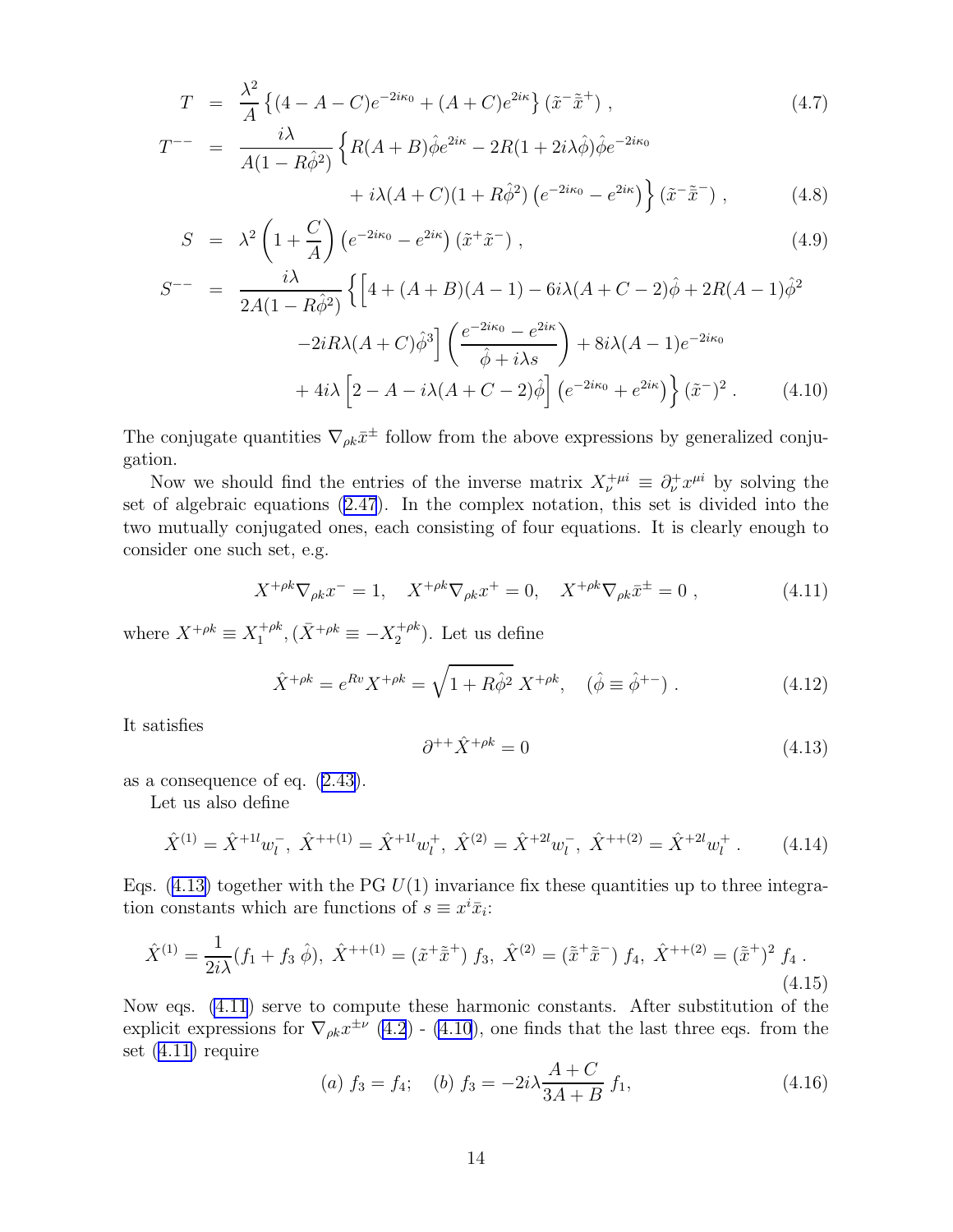$$
\begin{aligned}
T &= \frac{\lambda^2}{A}\left\{(4-A-C)e^{-2i\kappa_0}+(A+C)e^{2i\kappa}\right\}(\tilde{x}^-\tilde{\bar{x}}^+)\,, &(4.7)\\
T^{--} &= \frac{i\lambda}{A(1-R\hat{\phi}^2)}\Big\{R(A+B)\hat{\phi}e^{2i\kappa}-2R(1+2i\lambda\hat{\phi})\hat{\phi}e^{-2i\kappa_0}\\
&\qquad +i\lambda(A+C)(1+R\hat{\phi}^2)\left(e^{-2i\kappa_0}-e^{2i\kappa}\right)\Big\}(\tilde{x}^-\tilde{\bar{x}}^-)\,, &(4.8)\\
S &= \lambda^2\left(1+\frac{C}{A}\right)\left(e^{-2i\kappa_0}-e^{2i\kappa}\right)(\tilde{x}^+\tilde{x}^-)\,, &(4.9)\\
S^{--} &= \frac{i\lambda}{2A(1-R\hat{\phi}^2)}\Big\{\Big[4+(A+B)(A-1)-6i\lambda(A+C-2)\hat{\phi}+2R(A-1)\hat{\phi}^2\\
&\qquad -2iR\lambda(A+C)\hat{\phi}^3\Big]\left(\frac{e^{-2i\kappa_0}-e^{2i\kappa}}{\hat{\phi}+i\lambda s}\right)+8i\lambda(A-1)e^{-2i\kappa_0}\\
&\qquad +4i\lambda\left[2-A-i\lambda(A+C-2)\hat{\phi}\right]\left(e^{-2i\kappa_0}+e^{2i\kappa}\right)\Big\}(\tilde{x}^-)^2\,. &(4.10)
\end{aligned}
$$

The conjugate quantities $\nabla_{\rho k}\bar{x}^{\pm}$ follow from the above expressions by generalized conjugation.

Now we should find the entries of the inverse matrix $X^{+\mu i}_{\nu}\equiv\partial^+_\nu x^{\mu i}$ by solving the set of algebraic equations (2.47). In the complex notation, this set is divided into the two mutually conjugated ones, each consisting of four equations. It is clearly enough to consider one such set, e.g.

$$
X^{+\rho k}\nabla_{\rho k}x^- = 1,\quad X^{+\rho k}\nabla_{\rho k}x^+ = 0,\quad X^{+\rho k}\nabla_{\rho k}\bar{x}^{\pm}=0\,, \tag{4.11}
$$

where $X^{+\rho k}\equiv X^{+\rho k}_1, (\bar{X}^{+\rho k}\equiv -X^{+\rho k}_2)$. Let us define

$$
\hat{X}^{+\rho k}=e^{Rv}X^{+\rho k}=\sqrt{1+R\hat{\phi}^2}\;X^{+\rho k},\quad (\hat{\phi}\equiv\hat{\phi}^{+-})\,. \tag{4.12}
$$

It satisfies

$$
\partial^{++}\hat{X}^{+\rho k}=0 \tag{4.13}
$$

as a consequence of eq. (2.43).

Let us also define

$$
\hat{X}^{(1)}=\hat{X}^{+1l}w^-_l,\ \hat{X}^{++(1)}=\hat{X}^{+1l}w^+_l,\ \hat{X}^{(2)}=\hat{X}^{+2l}w^-_l,\ \hat{X}^{++(2)}=\hat{X}^{+2l}w^+_l\,. \tag{4.14}
$$

Eqs. (4.13) together with the PG $U(1)$ invariance fix these quantities up to three integration constants which are functions of $s\equiv x^i\bar{x}_i$:

$$
\hat{X}^{(1)}=\frac{1}{2i\lambda}(f_1+f_3\,\hat{\phi}),\ \hat{X}^{++(1)}=(\tilde{x}^+\tilde{\bar{x}}^+)\,f_3,\ \hat{X}^{(2)}=(\tilde{\bar{x}}^+\tilde{\bar{x}}^-)\,f_4,\ \hat{X}^{++(2)}=(\tilde{\bar{x}}^+)^2\,f_4\,. \tag{4.15}
$$

Now eqs. (4.11) serve to compute these harmonic constants. After substitution of the explicit expressions for $\nabla_{\rho k}x^{\pm\nu}$ (4.2) - (4.10), one finds that the last three eqs. from the set (4.11) require

$$
(a)\ f_3=f_4;\quad (b)\ f_3=-2i\lambda\frac{A+C}{3A+B}\,f_1, \tag{4.16}
$$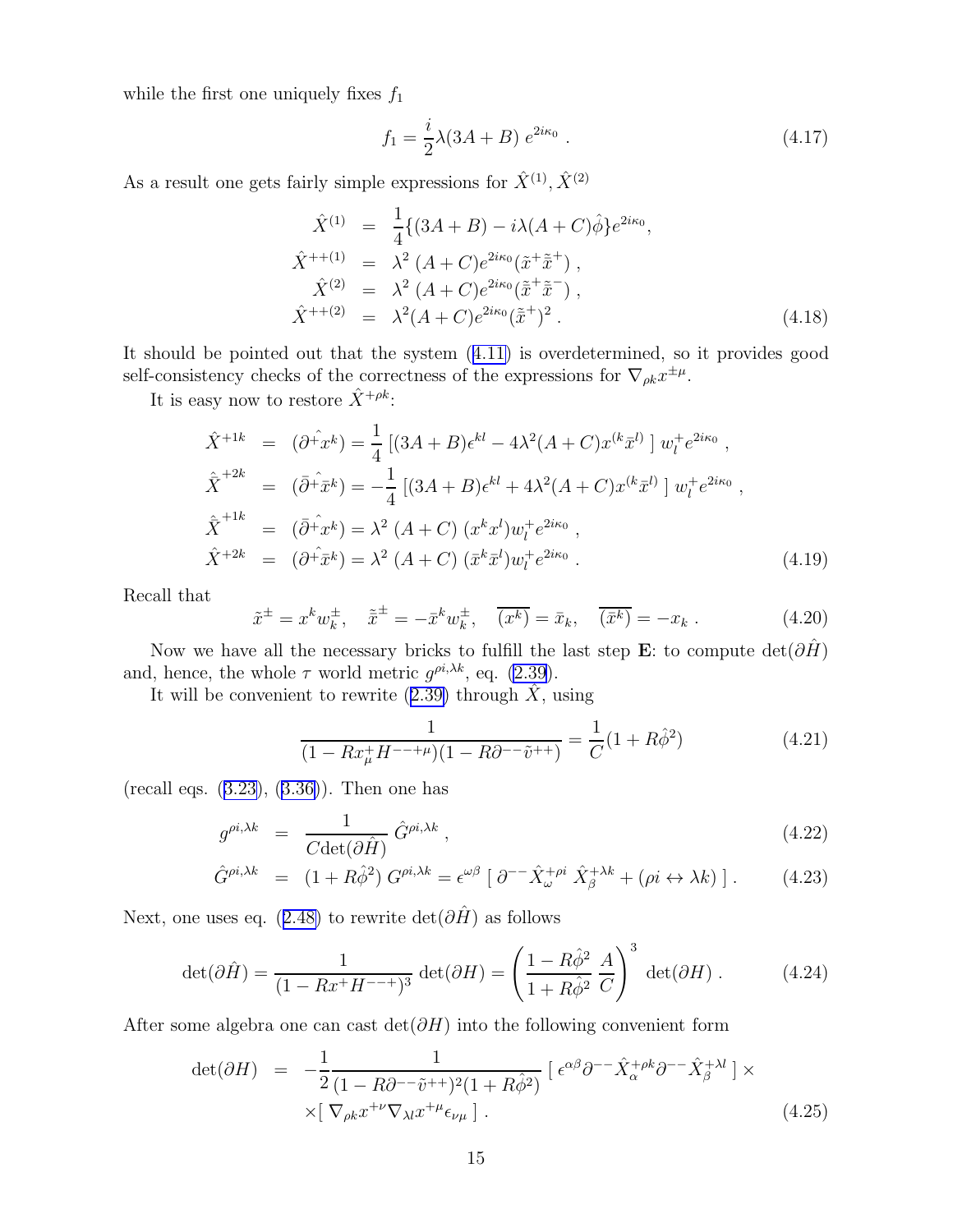while the first one uniquely fixes $f_1$

$$f_1 = \frac{i}{2}\lambda(3A+B)\, e^{2i\kappa_0} \; . \tag{4.17}$$

As a result one gets fairly simple expressions for $\hat{X}^{(1)}, \hat{X}^{(2)}$

$$\begin{aligned}
\hat{X}^{(1)} &= \frac{1}{4}\{(3A+B) - i\lambda(A+C)\hat{\phi}\}e^{2i\kappa_0}, \\
\hat{X}^{++(1)} &= \lambda^2\,(A+C)e^{2i\kappa_0}(\tilde{x}^+\tilde{\bar{x}}^+)\; , \\
\hat{X}^{(2)} &= \lambda^2\,(A+C)e^{2i\kappa_0}(\tilde{\bar{x}}^+\tilde{\bar{x}}^-)\; , \\
\hat{X}^{++(2)} &= \lambda^2(A+C)e^{2i\kappa_0}(\tilde{\bar{x}}^+)^2\; .
\end{aligned} \tag{4.18}$$

It should be pointed out that the system (4.11) is overdetermined, so it provides good self-consistency checks of the correctness of the expressions for $\nabla_{\rho k}x^{\pm\mu}$.

It is easy now to restore $\hat{X}^{+\rho k}$:

$$\begin{aligned}
\hat{X}^{+1k} &= (\hat{\partial^+ x^k}) = \frac{1}{4}\left[(3A+B)\epsilon^{kl} - 4\lambda^2(A+C)x^{(k}\bar{x}^{l)}\,\right] w_l^+ e^{2i\kappa_0}\; , \\
\hat{\bar{X}}^{+2k} &= (\hat{\bar{\partial}^+ \bar{x}^k}) = -\frac{1}{4}\left[(3A+B)\epsilon^{kl} + 4\lambda^2(A+C)x^{(k}\bar{x}^{l)}\,\right] w_l^+ e^{2i\kappa_0}\; , \\
\hat{\bar{X}}^{+1k} &= (\hat{\bar{\partial}^+ x^k}) = \lambda^2\,(A+C)\,(x^k x^l)w_l^+ e^{2i\kappa_0}\; , \\
\hat{X}^{+2k} &= (\hat{\partial^+ \bar{x}^k}) = \lambda^2\,(A+C)\,(\bar{x}^k\bar{x}^l)w_l^+ e^{2i\kappa_0}\; .
\end{aligned} \tag{4.19}$$

Recall that

$$\tilde{x}^\pm = x^k w_k^\pm, \quad \tilde{\bar{x}}^\pm = -\bar{x}^k w_k^\pm, \quad \overline{(x^k)} = \bar{x}_k, \quad \overline{(\bar{x}^k)} = -x_k\; . \tag{4.20}$$

Now we have all the necessary bricks to fulfill the last step **E**: to compute $\det(\partial\hat{H})$ and, hence, the whole $\tau$ world metric $g^{\rho i,\lambda k}$, eq. (2.39).

It will be convenient to rewrite (2.39) through $\hat{X}$, using

$$\frac{1}{(1-Rx^+_\mu H^{--+\mu})(1-R\partial^{--}\tilde{v}^{++})} = \frac{1}{C}(1+R\hat{\phi}^2) \tag{4.21}$$

(recall eqs. (3.23), (3.36)). Then one has

$$\begin{aligned}
g^{\rho i,\lambda k} &= \frac{1}{C\det(\partial\hat{H})}\,\hat{G}^{\rho i,\lambda k}\; , \qquad\qquad (4.22)\\
\hat{G}^{\rho i,\lambda k} &= (1+R\hat{\phi}^2)\,G^{\rho i,\lambda k} = \epsilon^{\omega\beta}\,[\,\partial^{--}\hat{X}^{+\rho i}_\omega\,\hat{X}^{+\lambda k}_\beta + (\rho i\leftrightarrow\lambda k)\,]\; . \qquad (4.23)
\end{aligned}$$

Next, one uses eq. (2.48) to rewrite $\det(\partial\hat{H})$ as follows

$$\det(\partial\hat{H}) = \frac{1}{(1-Rx^+H^{--+})^3}\,\det(\partial H) = \left(\frac{1-R\hat{\phi}^2}{1+R\hat{\phi}^2}\,\frac{A}{C}\right)^3\det(\partial H)\; . \tag{4.24}$$

After some algebra one can cast $\det(\partial H)$ into the following convenient form

$$\begin{aligned}
\det(\partial H) &= -\frac{1}{2}\frac{1}{(1-R\partial^{--}\tilde{v}^{++})^2(1+R\hat{\phi}^2)}\,[\,\epsilon^{\alpha\beta}\partial^{--}\hat{X}^{+\rho k}_\alpha\partial^{--}\hat{X}^{+\lambda l}_\beta\,]\,\times \\
&\quad\times[\,\nabla_{\rho k}x^{+\nu}\nabla_{\lambda l}x^{+\mu}\epsilon_{\nu\mu}\,]\; .
\end{aligned} \tag{4.25}$$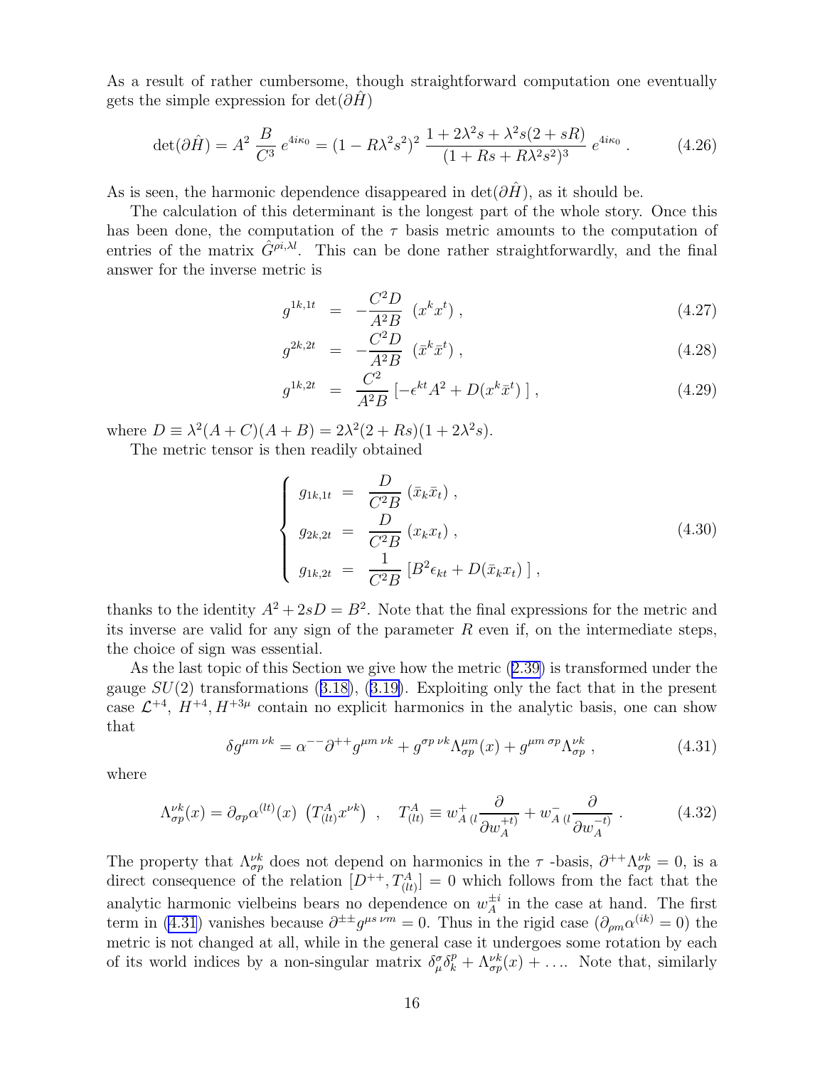As a result of rather cumbersome, though straightforward computation one eventually gets the simple expression for $\det(\partial \hat{H})$

$$\det(\partial \hat{H}) = A^2 \, \frac{B}{C^3} \, e^{4i\kappa_0} = (1 - R\lambda^2 s^2)^2 \, \frac{1 + 2\lambda^2 s + \lambda^2 s(2 + sR)}{(1 + Rs + R\lambda^2 s^2)^3} \, e^{4i\kappa_0} \, . \tag{4.26}$$

As is seen, the harmonic dependence disappeared in $\det(\partial \hat{H})$, as it should be.

The calculation of this determinant is the longest part of the whole story. Once this has been done, the computation of the $\tau$ basis metric amounts to the computation of entries of the matrix $\hat{G}^{\rho i, \lambda l}$. This can be done rather straightforwardly, and the final answer for the inverse metric is

$$g^{1k,1t} = -\frac{C^2 D}{A^2 B} \, (x^k x^t) \, , \tag{4.27}$$

$$g^{2k,2t} = -\frac{C^2 D}{A^2 B} \, (\bar{x}^k \bar{x}^t) \, , \tag{4.28}$$

$$g^{1k,2t} = \frac{C^2}{A^2 B} \left[ -\epsilon^{kt} A^2 + D (x^k \bar{x}^t) \, \right] , \tag{4.29}$$

where $D \equiv \lambda^2 (A + C)(A + B) = 2\lambda^2 (2 + Rs)(1 + 2\lambda^2 s)$.

The metric tensor is then readily obtained

$$\left\{ \begin{array}{lcl} g_{1k,1t} & = & \dfrac{D}{C^2 B} \, (\bar{x}_k \bar{x}_t) \, , \\ g_{2k,2t} & = & \dfrac{D}{C^2 B} \, (x_k x_t) \, , \\ g_{1k,2t} & = & \dfrac{1}{C^2 B} \left[ B^2 \epsilon_{kt} + D (\bar{x}_k x_t) \, \right] , \end{array} \right. \tag{4.30}$$

thanks to the identity $A^2 + 2sD = B^2$. Note that the final expressions for the metric and its inverse are valid for any sign of the parameter $R$ even if, on the intermediate steps, the choice of sign was essential.

As the last topic of this Section we give how the metric (2.39) is transformed under the gauge $SU(2)$ transformations (3.18), (3.19). Exploiting only the fact that in the present case $\mathcal{L}^{+4}$, $H^{+4}, H^{+3\mu}$ contain no explicit harmonics in the analytic basis, one can show that

$$\delta g^{\mu m \, \nu k} = \alpha^{--} \partial^{++} g^{\mu m \, \nu k} + g^{\sigma p \, \nu k} \Lambda^{\mu m}_{\sigma p}(x) + g^{\mu m \, \sigma p} \Lambda^{\nu k}_{\sigma p} \, , \tag{4.31}$$

where

$$\Lambda^{\nu k}_{\sigma p}(x) = \partial_{\sigma p} \alpha^{(lt)}(x) \, \left( T^A_{(lt)} x^{\nu k} \right) \quad , \quad T^A_{(lt)} \equiv w^+_{A \, (l} \frac{\partial}{\partial w_A^{+t)}} + w^-_{A \, (l} \frac{\partial}{\partial w_A^{-t)}} \, . \tag{4.32}$$

The property that $\Lambda^{\nu k}_{\sigma p}$ does not depend on harmonics in the $\tau$ -basis, $\partial^{++} \Lambda^{\nu k}_{\sigma p} = 0$, is a direct consequence of the relation $[D^{++}, T^A_{(lt)}] = 0$ which follows from the fact that the analytic harmonic vielbeins bears no dependence on $w^{\pm i}_A$ in the case at hand. The first term in (4.31) vanishes because $\partial^{\pm\pm} g^{\mu s \, \nu m} = 0$. Thus in the rigid case ($\partial_{\rho m} \alpha^{(ik)} = 0$) the metric is not changed at all, while in the general case it undergoes some rotation by each of its world indices by a non-singular matrix $\delta^\sigma_\mu \delta^p_k + \Lambda^{\nu k}_{\sigma p}(x) + \ldots$. Note that, similarly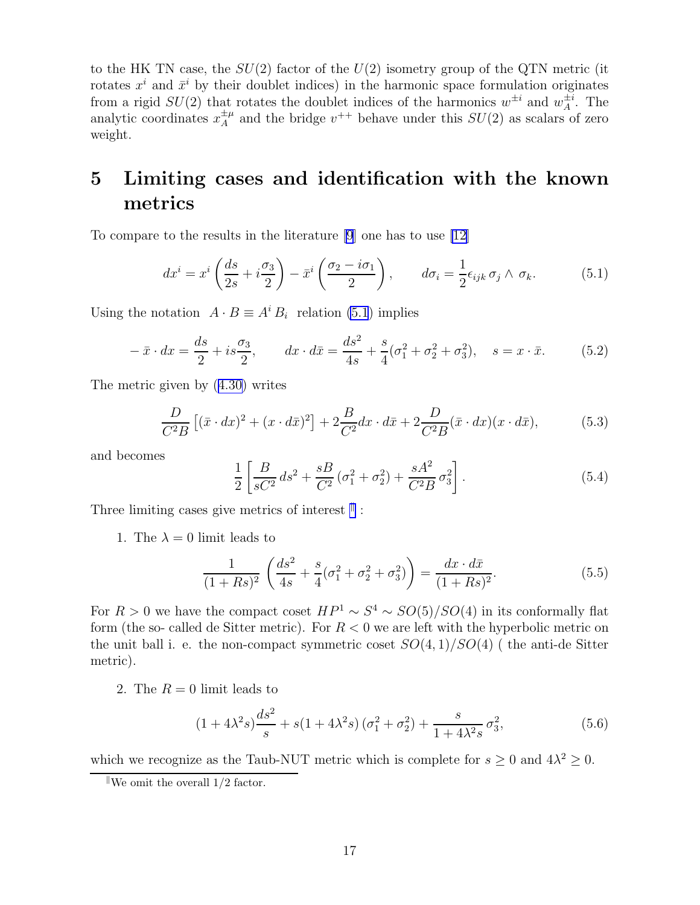to the HK TN case, the $SU(2)$ factor of the $U(2)$ isometry group of the QTN metric (it rotates $x^i$ and $\bar{x}^i$ by their doublet indices) in the harmonic space formulation originates from a rigid $SU(2)$ that rotates the doublet indices of the harmonics $w^{\pm i}$ and $w_A^{\pm i}$. The analytic coordinates $x_A^{\pm\mu}$ and the bridge $v^{++}$ behave under this $SU(2)$ as scalars of zero weight.

# 5 Limiting cases and identification with the known metrics

To compare to the results in the literature [9] one has to use [12]

$$dx^i = x^i\left(\frac{ds}{2s} + i\frac{\sigma_3}{2}\right) - \bar{x}^i\left(\frac{\sigma_2 - i\sigma_1}{2}\right), \qquad d\sigma_i = \frac{1}{2}\epsilon_{ijk}\,\sigma_j \wedge \sigma_k. \tag{5.1}$$

Using the notation $A\cdot B \equiv A^i B_i$ relation (5.1) implies

$$-\bar{x}\cdot dx = \frac{ds}{2} + is\frac{\sigma_3}{2}, \qquad dx\cdot d\bar{x} = \frac{ds^2}{4s} + \frac{s}{4}(\sigma_1^2+\sigma_2^2+\sigma_3^2), \quad s = x\cdot\bar{x}. \tag{5.2}$$

The metric given by (4.30) writes

$$\frac{D}{C^2B}\left[(\bar{x}\cdot dx)^2 + (x\cdot d\bar{x})^2\right] + 2\frac{B}{C^2}dx\cdot d\bar{x} + 2\frac{D}{C^2B}(\bar{x}\cdot dx)(x\cdot d\bar{x}), \tag{5.3}$$

and becomes

$$\frac{1}{2}\left[\frac{B}{sC^2}\,ds^2 + \frac{sB}{C^2}\,(\sigma_1^2+\sigma_2^2) + \frac{sA^2}{C^2B}\,\sigma_3^2\right]. \tag{5.4}$$

Three limiting cases give metrics of interest [‖] :

1. The $\lambda = 0$ limit leads to

$$\frac{1}{(1+Rs)^2}\,\left(\frac{ds^2}{4s} + \frac{s}{4}(\sigma_1^2+\sigma_2^2+\sigma_3^2)\right) = \frac{dx\cdot d\bar{x}}{(1+Rs)^2}. \tag{5.5}$$

For $R>0$ we have the compact coset $HP^1 \sim S^4 \sim SO(5)/SO(4)$ in its conformally flat form (the so- called de Sitter metric). For $R<0$ we are left with the hyperbolic metric on the unit ball i. e. the non-compact symmetric coset $SO(4,1)/SO(4)$ ( the anti-de Sitter metric).

2. The $R=0$ limit leads to

$$(1+4\lambda^2 s)\frac{ds^2}{s} + s(1+4\lambda^2 s)\,(\sigma_1^2+\sigma_2^2) + \frac{s}{1+4\lambda^2 s}\,\sigma_3^2, \tag{5.6}$$

which we recognize as the Taub-NUT metric which is complete for $s\geq 0$ and $4\lambda^2 \geq 0$.

[‖] We omit the overall 1/2 factor.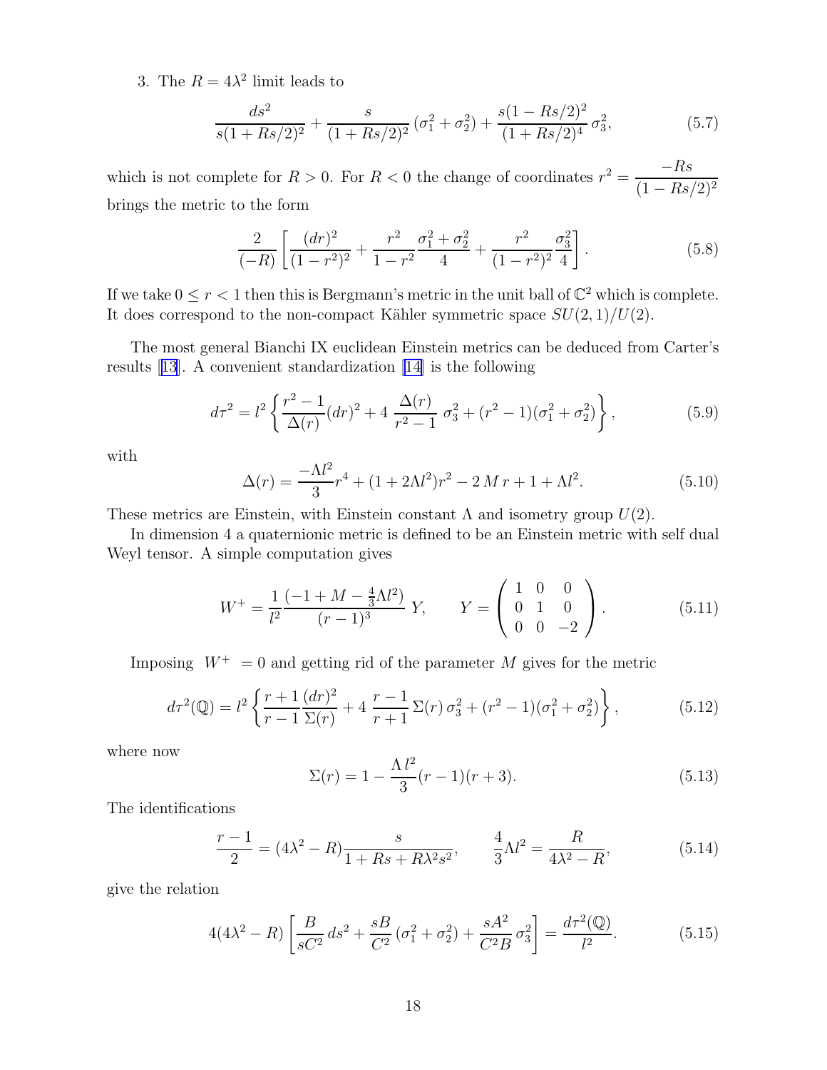3. The $R = 4\lambda^2$ limit leads to

$$\frac{ds^2}{s(1+Rs/2)^2} + \frac{s}{(1+Rs/2)^2}\,(\sigma_1^2+\sigma_2^2) + \frac{s(1-Rs/2)^2}{(1+Rs/2)^4}\,\sigma_3^2, \tag{5.7}$$

which is not complete for $R > 0$. For $R < 0$ the change of coordinates $r^2 = \dfrac{-Rs}{(1-Rs/2)^2}$ brings the metric to the form

$$\frac{2}{(-R)}\left[\frac{(dr)^2}{(1-r^2)^2} + \frac{r^2}{1-r^2}\frac{\sigma_1^2+\sigma_2^2}{4} + \frac{r^2}{(1-r^2)^2}\frac{\sigma_3^2}{4}\right]. \tag{5.8}$$

If we take $0 \le r < 1$ then this is Bergmann's metric in the unit ball of $\mathbb{C}^2$ which is complete. It does correspond to the non-compact Kähler symmetric space $SU(2,1)/U(2)$.

The most general Bianchi IX euclidean Einstein metrics can be deduced from Carter's results [13]. A convenient standardization [14] is the following

$$d\tau^2 = l^2\left\{\frac{r^2-1}{\Delta(r)}(dr)^2 + 4\,\frac{\Delta(r)}{r^2-1}\,\sigma_3^2 + (r^2-1)(\sigma_1^2+\sigma_2^2)\right\}, \tag{5.9}$$

with

$$\Delta(r) = \frac{-\Lambda l^2}{3}r^4 + (1+2\Lambda l^2)r^2 - 2\,M\,r + 1 + \Lambda l^2. \tag{5.10}$$

These metrics are Einstein, with Einstein constant $\Lambda$ and isometry group $U(2)$.

In dimension 4 a quaternionic metric is defined to be an Einstein metric with self dual Weyl tensor. A simple computation gives

$$W^+ = \frac{1}{l^2}\frac{(-1+M-\frac{4}{3}\Lambda l^2)}{(r-1)^3}\,Y, \qquad Y = \begin{pmatrix} 1 & 0 & 0 \\ 0 & 1 & 0 \\ 0 & 0 & -2 \end{pmatrix}. \tag{5.11}$$

Imposing $W^+ = 0$ and getting rid of the parameter $M$ gives for the metric

$$d\tau^2(\mathbb{Q}) = l^2\left\{\frac{r+1}{r-1}\frac{(dr)^2}{\Sigma(r)} + 4\,\frac{r-1}{r+1}\,\Sigma(r)\,\sigma_3^2 + (r^2-1)(\sigma_1^2+\sigma_2^2)\right\}, \tag{5.12}$$

where now

$$\Sigma(r) = 1 - \frac{\Lambda\,l^2}{3}(r-1)(r+3). \tag{5.13}$$

The identifications

$$\frac{r-1}{2} = (4\lambda^2 - R)\frac{s}{1+Rs+R\lambda^2 s^2}, \qquad \frac{4}{3}\Lambda l^2 = \frac{R}{4\lambda^2 - R}, \tag{5.14}$$

give the relation

$$4(4\lambda^2 - R)\left[\frac{B}{sC^2}\,ds^2 + \frac{sB}{C^2}\,(\sigma_1^2+\sigma_2^2) + \frac{sA^2}{C^2B}\,\sigma_3^2\right] = \frac{d\tau^2(\mathbb{Q})}{l^2}. \tag{5.15}$$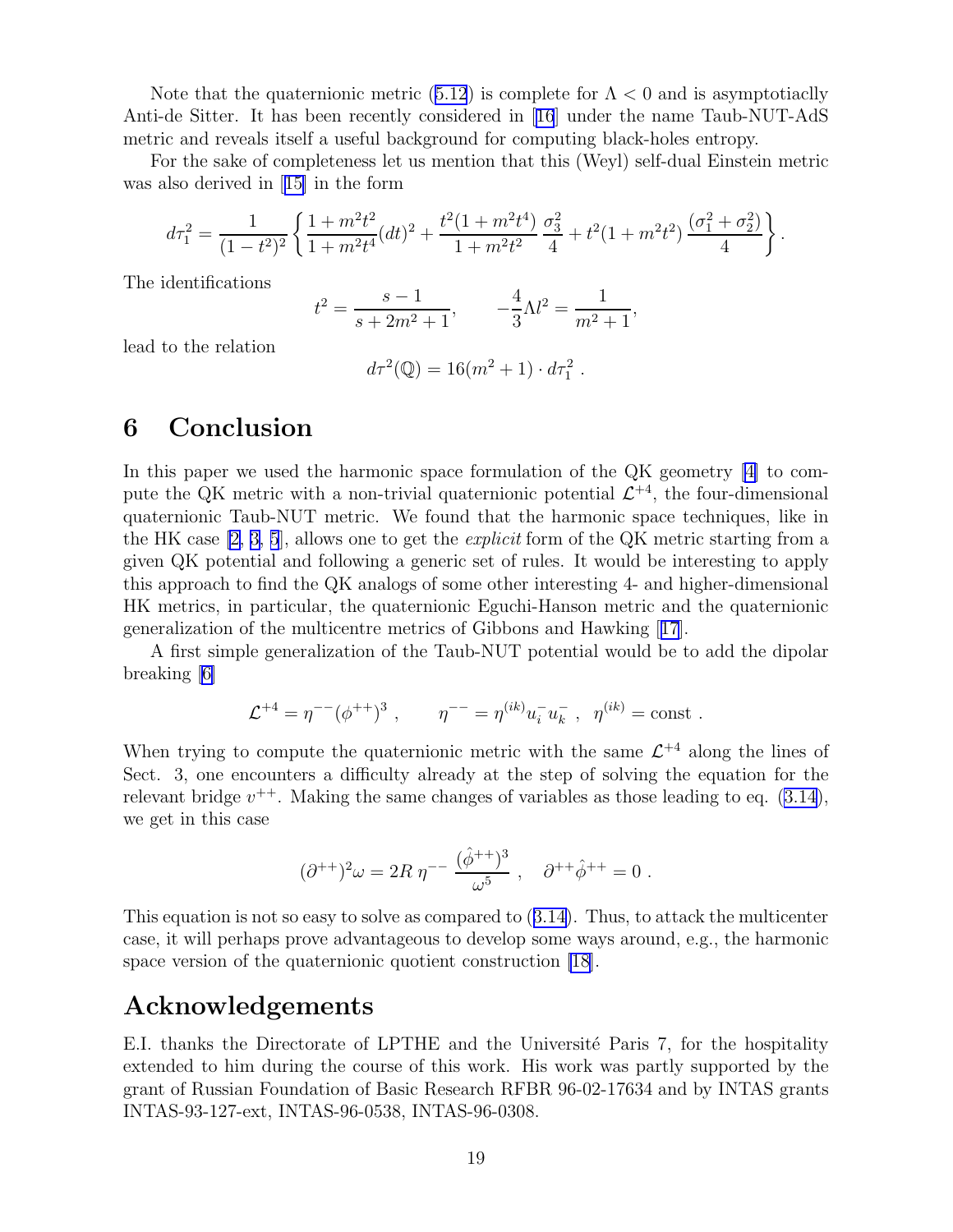Note that the quaternionic metric (5.12) is complete for $\Lambda < 0$ and is asymptotiaclly Anti-de Sitter. It has been recently considered in [16] under the name Taub-NUT-AdS metric and reveals itself a useful background for computing black-holes entropy.

For the sake of completeness let us mention that this (Weyl) self-dual Einstein metric was also derived in [15] in the form

$$
d\tau_1^2 = \frac{1}{(1-t^2)^2}\left\{\frac{1+m^2t^2}{1+m^2t^4}(dt)^2 + \frac{t^2(1+m^2t^4)}{1+m^2t^2}\,\frac{\sigma_3^2}{4} + t^2(1+m^2t^2)\,\frac{(\sigma_1^2+\sigma_2^2)}{4}\right\}.
$$

The identifications

$$
t^2 = \frac{s-1}{s+2m^2+1}, \qquad -\frac{4}{3}\Lambda l^2 = \frac{1}{m^2+1},
$$

lead to the relation

$$
d\tau^2(\mathbb{Q}) = 16(m^2+1)\cdot d\tau_1^2 \ .
$$

# 6 Conclusion

In this paper we used the harmonic space formulation of the QK geometry [4] to compute the QK metric with a non-trivial quaternionic potential $\mathcal{L}^{+4}$, the four-dimensional quaternionic Taub-NUT metric. We found that the harmonic space techniques, like in the HK case [2, 3, 5], allows one to get the *explicit* form of the QK metric starting from a given QK potential and following a generic set of rules. It would be interesting to apply this approach to find the QK analogs of some other interesting 4- and higher-dimensional HK metrics, in particular, the quaternionic Eguchi-Hanson metric and the quaternionic generalization of the multicentre metrics of Gibbons and Hawking [17].

A first simple generalization of the Taub-NUT potential would be to add the dipolar breaking [6]

$$
\mathcal{L}^{+4} = \eta^{--}(\phi^{++})^3 \ , \qquad \eta^{--} = \eta^{(ik)}u_i^-u_k^- \ , \ \ \eta^{(ik)} = \text{const} \ .
$$

When trying to compute the quaternionic metric with the same $\mathcal{L}^{+4}$ along the lines of Sect. 3, one encounters a difficulty already at the step of solving the equation for the relevant bridge $v^{++}$. Making the same changes of variables as those leading to eq. (3.14), we get in this case

$$
(\partial^{++})^2\omega = 2R\,\eta^{--}\,\frac{(\hat{\phi}^{++})^3}{\omega^5} \ , \quad \partial^{++}\hat{\phi}^{++} = 0 \ .
$$

This equation is not so easy to solve as compared to (3.14). Thus, to attack the multicenter case, it will perhaps prove advantageous to develop some ways around, e.g., the harmonic space version of the quaternionic quotient construction [18].

# Acknowledgements

E.I. thanks the Directorate of LPTHE and the Université Paris 7, for the hospitality extended to him during the course of this work. His work was partly supported by the grant of Russian Foundation of Basic Research RFBR 96-02-17634 and by INTAS grants INTAS-93-127-ext, INTAS-96-0538, INTAS-96-0308.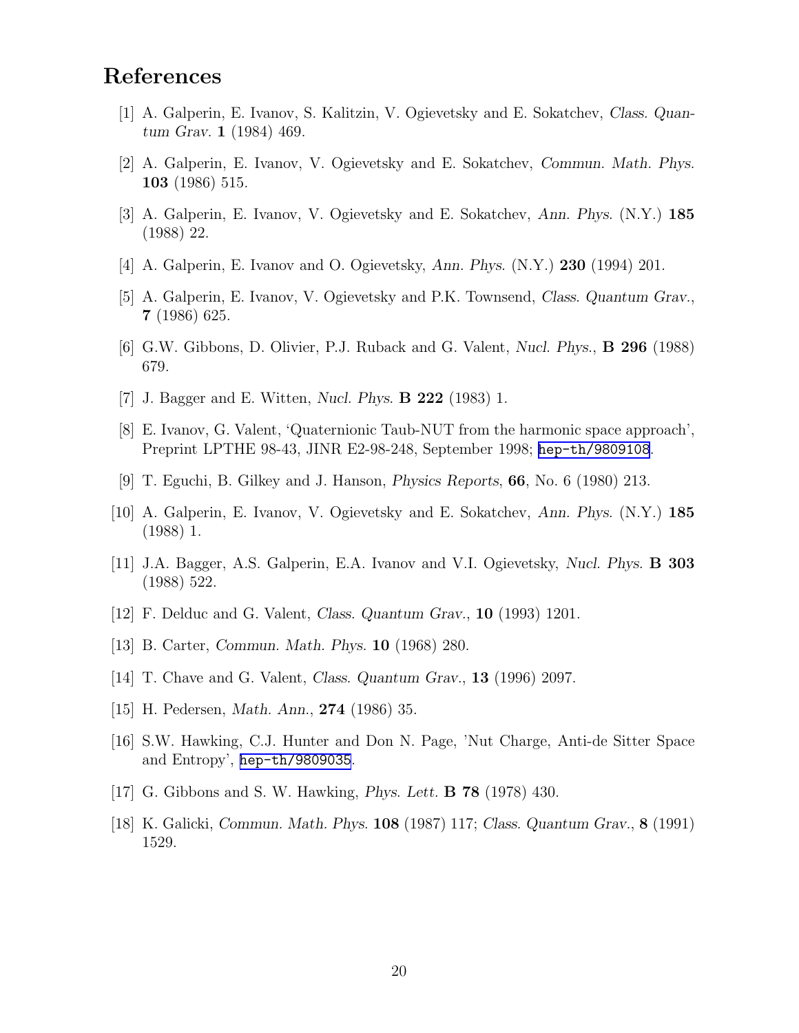## References

[1] A. Galperin, E. Ivanov, S. Kalitzin, V. Ogievetsky and E. Sokatchev, *Class. Quantum Grav.* **1** (1984) 469.

[2] A. Galperin, E. Ivanov, V. Ogievetsky and E. Sokatchev, *Commun. Math. Phys.* **103** (1986) 515.

[3] A. Galperin, E. Ivanov, V. Ogievetsky and E. Sokatchev, *Ann. Phys.* (N.Y.) **185** (1988) 22.

[4] A. Galperin, E. Ivanov and O. Ogievetsky, *Ann. Phys.* (N.Y.) **230** (1994) 201.

[5] A. Galperin, E. Ivanov, V. Ogievetsky and P.K. Townsend, *Class. Quantum Grav.*, **7** (1986) 625.

[6] G.W. Gibbons, D. Olivier, P.J. Ruback and G. Valent, *Nucl. Phys.*, **B 296** (1988) 679.

[7] J. Bagger and E. Witten, *Nucl. Phys.* **B 222** (1983) 1.

[8] E. Ivanov, G. Valent, 'Quaternionic Taub-NUT from the harmonic space approach', Preprint LPTHE 98-43, JINR E2-98-248, September 1998; hep-th/9809108.

[9] T. Eguchi, B. Gilkey and J. Hanson, *Physics Reports*, **66**, No. 6 (1980) 213.

[10] A. Galperin, E. Ivanov, V. Ogievetsky and E. Sokatchev, *Ann. Phys.* (N.Y.) **185** (1988) 1.

[11] J.A. Bagger, A.S. Galperin, E.A. Ivanov and V.I. Ogievetsky, *Nucl. Phys.* **B 303** (1988) 522.

[12] F. Delduc and G. Valent, *Class. Quantum Grav.*, **10** (1993) 1201.

[13] B. Carter, *Commun. Math. Phys.* **10** (1968) 280.

[14] T. Chave and G. Valent, *Class. Quantum Grav.*, **13** (1996) 2097.

[15] H. Pedersen, *Math. Ann.*, **274** (1986) 35.

[16] S.W. Hawking, C.J. Hunter and Don N. Page, 'Nut Charge, Anti-de Sitter Space and Entropy', hep-th/9809035.

[17] G. Gibbons and S. W. Hawking, *Phys. Lett.* **B 78** (1978) 430.

[18] K. Galicki, *Commun. Math. Phys.* **108** (1987) 117; *Class. Quantum Grav.*, **8** (1991) 1529.